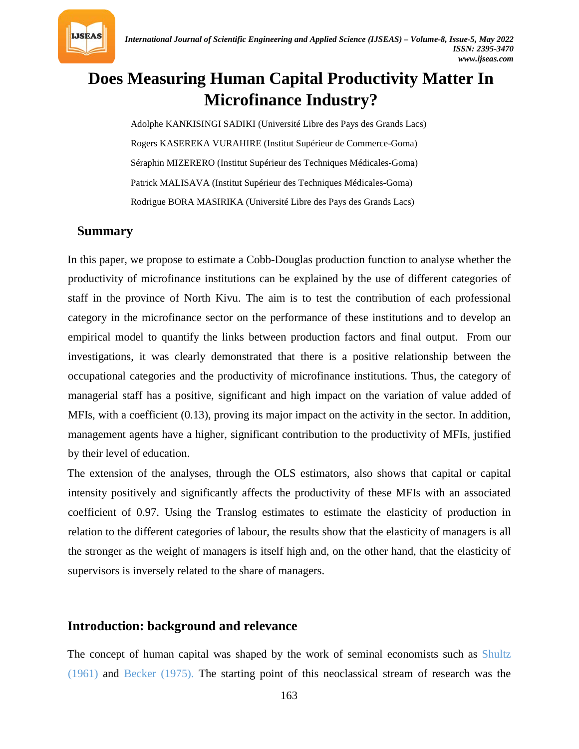# Does Measuring Human Capital Productivity Matter In Microfinance Industry?

Adolphe KANKISINGI SADIKI (Université Libre des Pays des Grands Lacs)

Rogers KASEREKA VURAHIRE (Institut Supérieur de Commerce-Goma)

Séraphin MIZERERO (Institut Supérieur des Techniques Médicales-Goma)

Patrick MALISAVA (Institut Supérieur des Techniques Médicales-Goma)

Rodrigue BORA MASIRIKA (Université Libre des Pays des Grands Lacs)

## Summary

In this paper, we propose to estimate a Cobb-Douglas production function to analyse whether the productivity of microfinance institutions can be explained by the use of different categories of staff in the province of North Kivu. The aim is to test the contribution of each professional category in the microfinance sector on the performance of these institutions and to develop an empirical model to quantify the links between production factors and final output. From our investigations, it was clearly demonstrated that there is a positive relationship between the occupational categories and the productivity of microfinance institutions. Thus, the category of managerial staff has a positive, significant and high impact on the variation of value added of MFIs, with a coefficient (0.13), proving its major impact on the activity in the sector. In addition, management agents have a higher, significant contribution to the productivity of MFIs, justified by their level of education.

The extension of the analyses, through the OLS estimators, also shows that capital or capital intensity positively and significantly affects the productivity of these MFIs with an associated coefficient of 0.97. Using the Translog estimates to estimate the elasticity of production in relation to the different categories of labour, the results show that the elasticity of managers is all the stronger as the weight of managers is itself high and, on the other hand, that the elasticity of supervisors is inversely related to the share of managers.

## Introduction: background and relevance

The concept of human capital was shaped by the work of seminal economists such as Shultz (1961) and Becker (1975). The starting point of this neoclassical stream of research was the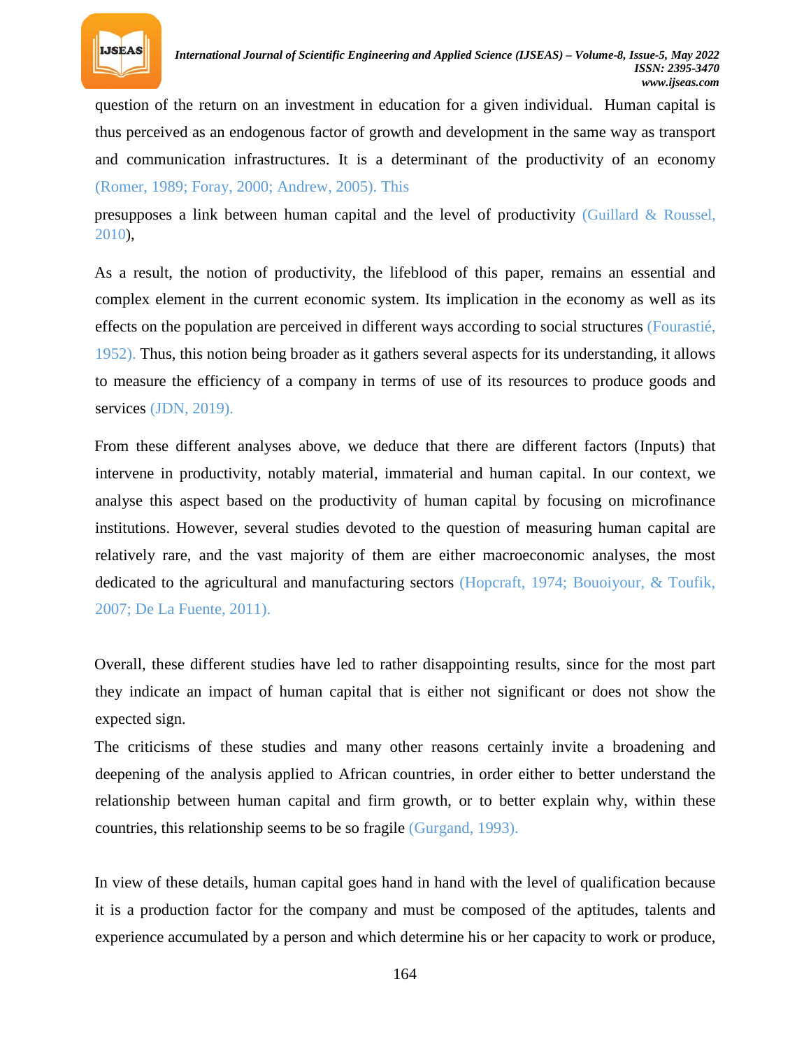question of the return on an investment in education for a given individual. Human capital is thus perceived as an endogenous factor of growth and development in the same way as transport and communication infrastructures. It is a determinant of the productivity of an economy (Romer, 1989; Foray, 2000; Andrew, 2005). This

presupposes a link between human capital and the level of productivity (Guillard & Roussel, 2010),

As a result, the notion of productivity, the lifeblood of this paper, remains an essential and complex element in the current economic system. Its implication in the economy as well as its effects on the population are perceived in different ways according to social structures (Fourastié, 1952). Thus, this notion being broader as it gathers several aspects for its understanding, it allows to measure the efficiency of a company in terms of use of its resources to produce goods and services (JDN, 2019).

From these different analyses above, we deduce that there are different factors (Inputs) that intervene in productivity, notably material, immaterial and human capital. In our context, we analyse this aspect based on the productivity of human capital by focusing on microfinance institutions. However, several studies devoted to the question of measuring human capital are relatively rare, and the vast majority of them are either macroeconomic analyses, the most dedicated to the agricultural and manufacturing sectors (Hopcraft, 1974; Bouoiyour, & Toufik, 2007; De La Fuente, 2011).

Overall, these different studies have led to rather disappointing results, since for the most part they indicate an impact of human capital that is either not significant or does not show the expected sign.

The criticisms of these studies and many other reasons certainly invite a broadening and deepening of the analysis applied to African countries, in order either to better understand the relationship between human capital and firm growth, or to better explain why, within these countries, this relationship seems to be so fragile (Gurgand, 1993).

In view of these details, human capital goes hand in hand with the level of qualification because it is a production factor for the company and must be composed of the aptitudes, talents and experience accumulated by a person and which determine his or her capacity to work or produce,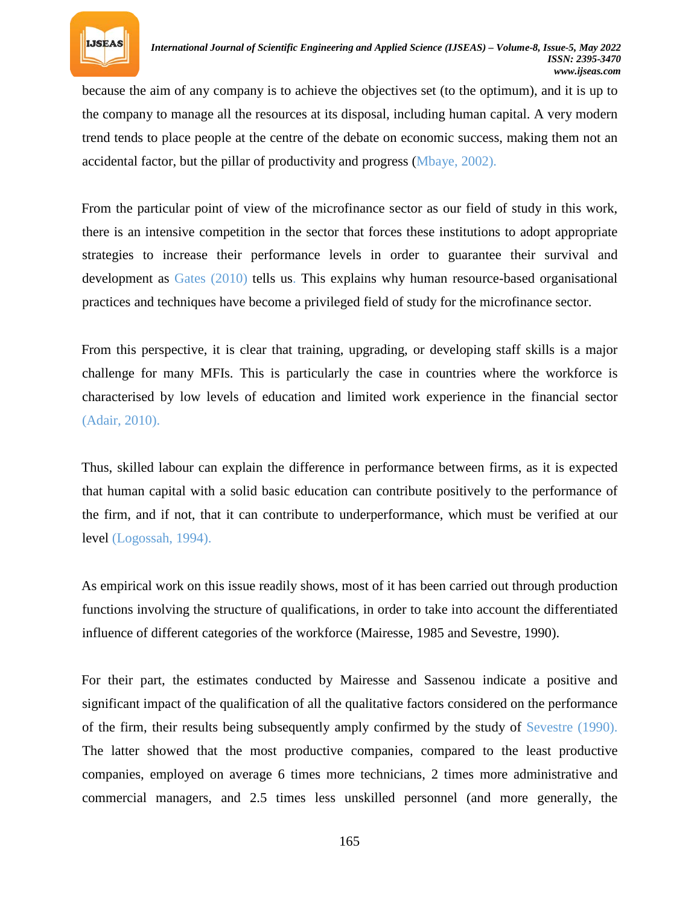because the aim of any company is to achieve the objectives set (to the optimum), and it is up to the company to manage all the resources at its disposal, including human capital. A very modern trend tends to place people at the centre of the debate on economic success, making them not an accidental factor, but the pillar of productivity and progress (Mbaye, 2002).

From the particular point of view of the microfinance sector as our field of study in this work, there is an intensive competition in the sector that forces these institutions to adopt appropriate strategies to increase their performance levels in order to guarantee their survival and development as Gates (2010) tells us. This explains why human resource-based organisational practices and techniques have become a privileged field of study for the microfinance sector.

From this perspective, it is clear that training, upgrading, or developing staff skills is a major challenge for many MFIs. This is particularly the case in countries where the workforce is characterised by low levels of education and limited work experience in the financial sector (Adair, 2010).

Thus, skilled labour can explain the difference in performance between firms, as it is expected that human capital with a solid basic education can contribute positively to the performance of the firm, and if not, that it can contribute to underperformance, which must be verified at our level (Logossah, 1994).

As empirical work on this issue readily shows, most of it has been carried out through production functions involving the structure of qualifications, in order to take into account the differentiated influence of different categories of the workforce (Mairesse, 1985 and Sevestre, 1990).

For their part, the estimates conducted by Mairesse and Sassenou indicate a positive and significant impact of the qualification of all the qualitative factors considered on the performance of the firm, their results being subsequently amply confirmed by the study of Sevestre (1990). The latter showed that the most productive companies, compared to the least productive companies, employed on average 6 times more technicians, 2 times more administrative and commercial managers, and 2.5 times less unskilled personnel (and more generally, the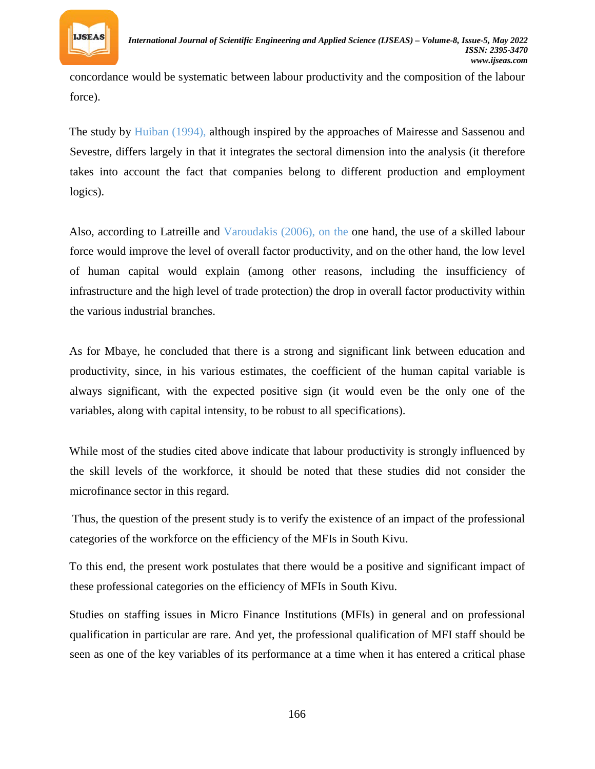concordance would be systematic between labour productivity and the composition of the labour force).

The study by Huiban (1994), although inspired by the approaches of Mairesse and Sassenou and Sevestre, differs largely in that it integrates the sectoral dimension into the analysis (it therefore takes into account the fact that companies belong to different production and employment logics).

Also, according to Latreille and Varoudakis (2006), on the one hand, the use of a skilled labour force would improve the level of overall factor productivity, and on the other hand, the low level of human capital would explain (among other reasons, including the insufficiency of infrastructure and the high level of trade protection) the drop in overall factor productivity within the various industrial branches.

As for Mbaye, he concluded that there is a strong and significant link between education and productivity, since, in his various estimates, the coefficient of the human capital variable is always significant, with the expected positive sign (it would even be the only one of the variables, along with capital intensity, to be robust to all specifications).

While most of the studies cited above indicate that labour productivity is strongly influenced by the skill levels of the workforce, it should be noted that these studies did not consider the microfinance sector in this regard.

Thus, the question of the present study is to verify the existence of an impact of the professional categories of the workforce on the efficiency of the MFIs in South Kivu.

To this end, the present work postulates that there would be a positive and significant impact of these professional categories on the efficiency of MFIs in South Kivu.

Studies on staffing issues in Micro Finance Institutions (MFIs) in general and on professional qualification in particular are rare. And yet, the professional qualification of MFI staff should be seen as one of the key variables of its performance at a time when it has entered a critical phase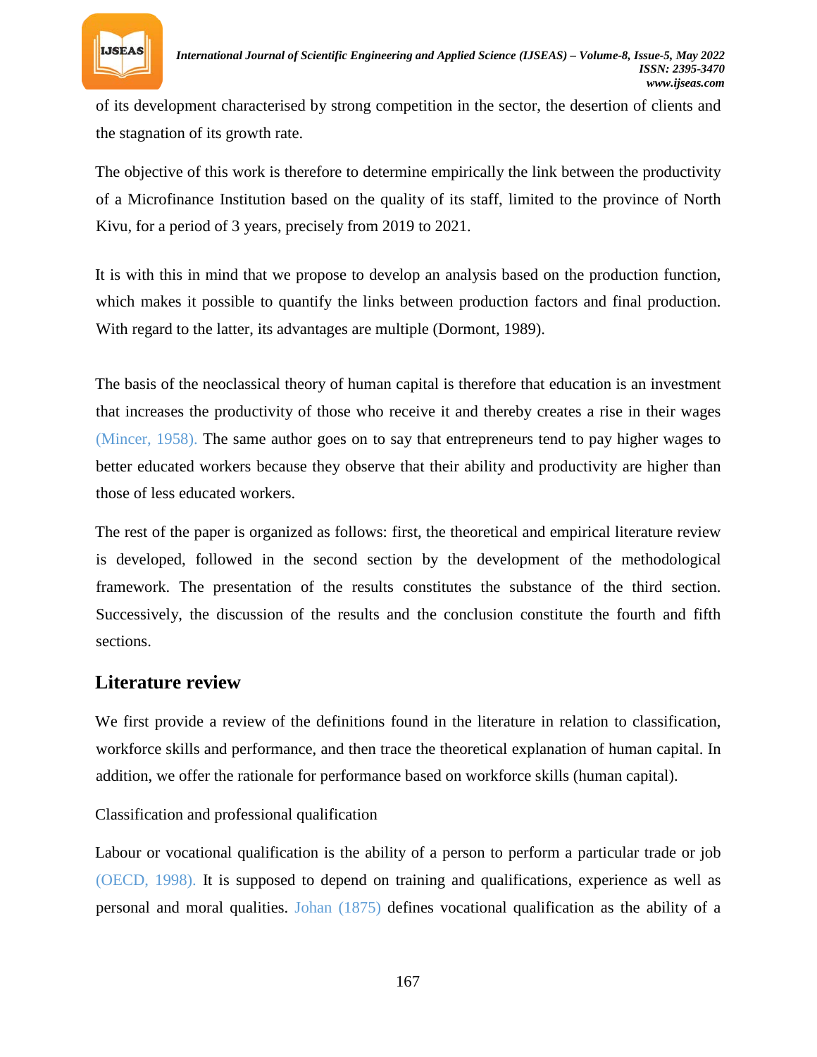of its development characterised by strong competition in the sector, the desertion of clients and the stagnation of its growth rate.

The objective of this work is therefore to determine empirically the link between the productivity of a Microfinance Institution based on the quality of its staff, limited to the province of North Kivu, for a period of 3 years, precisely from 2019 to 2021.

It is with this in mind that we propose to develop an analysis based on the production function, which makes it possible to quantify the links between production factors and final production. With regard to the latter, its advantages are multiple (Dormont, 1989).

The basis of the neoclassical theory of human capital is therefore that education is an investment that increases the productivity of those who receive it and thereby creates a rise in their wages (Mincer, 1958). The same author goes on to say that entrepreneurs tend to pay higher wages to better educated workers because they observe that their ability and productivity are higher than those of less educated workers.

The rest of the paper is organized as follows: first, the theoretical and empirical literature review is developed, followed in the second section by the development of the methodological framework. The presentation of the results constitutes the substance of the third section. Successively, the discussion of the results and the conclusion constitute the fourth and fifth sections.

## Literature review

We first provide a review of the definitions found in the literature in relation to classification, workforce skills and performance, and then trace the theoretical explanation of human capital. In addition, we offer the rationale for performance based on workforce skills (human capital).

### Classification and professional qualification

Labour or vocational qualification is the ability of a person to perform a particular trade or job (OECD, 1998). It is supposed to depend on training and qualifications, experience as well as personal and moral qualities. Johan (1875) defines vocational qualification as the ability of a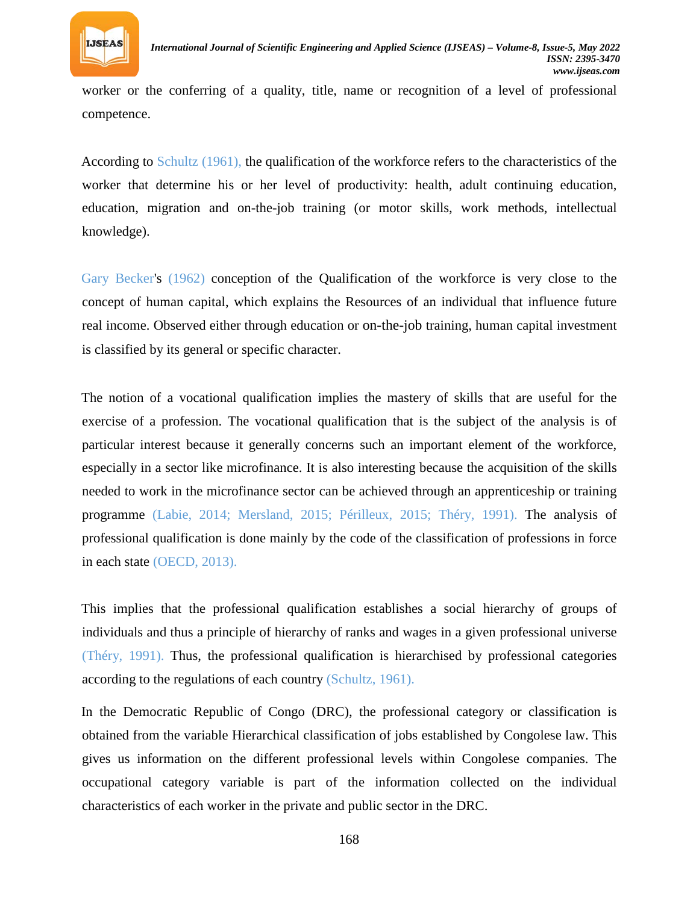worker or the conferring of a quality, title, name or recognition of a level of professional competence.

According to Schultz (1961), the qualification of the workforce refers to the characteristics of the worker that determine his or her level of productivity: health, adult continuing education, education, migration and on-the-job training (or motor skills, work methods, intellectual knowledge).

Gary Becker's (1962) conception of the Qualification of the workforce is very close to the concept of human capital, which explains the Resources of an individual that influence future real income. Observed either through education or on-the-job training, human capital investment is classified by its general or specific character.

The notion of a vocational qualification implies the mastery of skills that are useful for the exercise of a profession. The vocational qualification that is the subject of the analysis is of particular interest because it generally concerns such an important element of the workforce, especially in a sector like microfinance. It is also interesting because the acquisition of the skills needed to work in the microfinance sector can be achieved through an apprenticeship or training programme (Labie, 2014; Mersland, 2015; Périlleux, 2015; Théry, 1991). The analysis of professional qualification is done mainly by the code of the classification of professions in force in each state (OECD, 2013).

This implies that the professional qualification establishes a social hierarchy of groups of individuals and thus a principle of hierarchy of ranks and wages in a given professional universe (Théry, 1991). Thus, the professional qualification is hierarchised by professional categories according to the regulations of each country (Schultz, 1961).

In the Democratic Republic of Congo (DRC), the professional category or classification is obtained from the variable Hierarchical classification of jobs established by Congolese law. This gives us information on the different professional levels within Congolese companies. The occupational category variable is part of the information collected on the individual characteristics of each worker in the private and public sector in the DRC.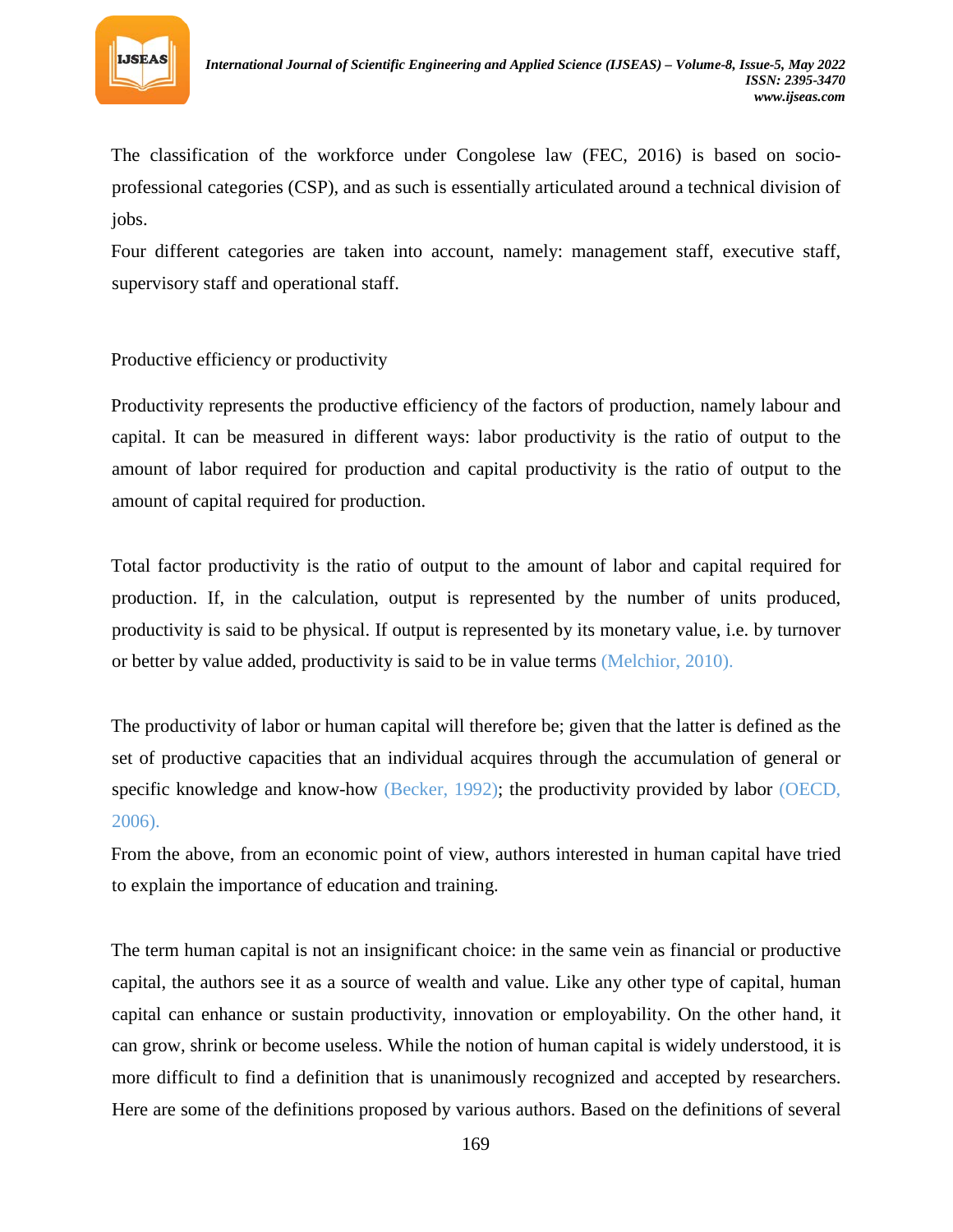The classification of the workforce under Congolese law (FEC, 2016) is based on socio-professional categories (CSP), and as such is essentially articulated around a technical division of jobs.

Four different categories are taken into account, namely: management staff, executive staff, supervisory staff and operational staff.

Productive efficiency or productivity

Productivity represents the productive efficiency of the factors of production, namely labour and capital. It can be measured in different ways: labor productivity is the ratio of output to the amount of labor required for production and capital productivity is the ratio of output to the amount of capital required for production.

Total factor productivity is the ratio of output to the amount of labor and capital required for production. If, in the calculation, output is represented by the number of units produced, productivity is said to be physical. If output is represented by its monetary value, i.e. by turnover or better by value added, productivity is said to be in value terms (Melchior, 2010).

The productivity of labor or human capital will therefore be; given that the latter is defined as the set of productive capacities that an individual acquires through the accumulation of general or specific knowledge and know-how (Becker, 1992); the productivity provided by labor (OECD, 2006).

From the above, from an economic point of view, authors interested in human capital have tried to explain the importance of education and training.

The term human capital is not an insignificant choice: in the same vein as financial or productive capital, the authors see it as a source of wealth and value. Like any other type of capital, human capital can enhance or sustain productivity, innovation or employability. On the other hand, it can grow, shrink or become useless. While the notion of human capital is widely understood, it is more difficult to find a definition that is unanimously recognized and accepted by researchers. Here are some of the definitions proposed by various authors. Based on the definitions of several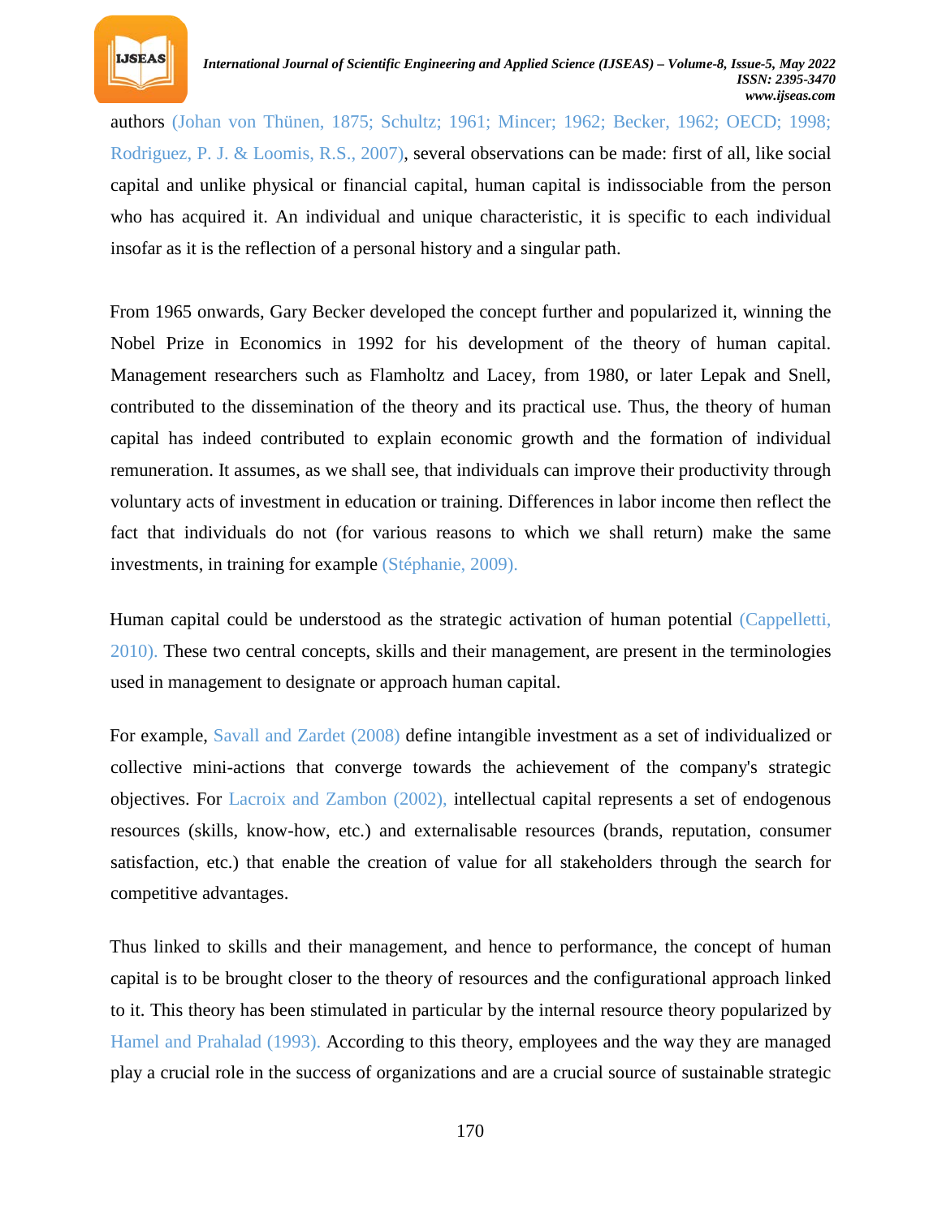authors (Johan von Thünen, 1875; Schultz; 1961; Mincer; 1962; Becker, 1962; OECD; 1998; Rodriguez, P. J. & Loomis, R.S., 2007), several observations can be made: first of all, like social capital and unlike physical or financial capital, human capital is indissociable from the person who has acquired it. An individual and unique characteristic, it is specific to each individual insofar as it is the reflection of a personal history and a singular path.

From 1965 onwards, Gary Becker developed the concept further and popularized it, winning the Nobel Prize in Economics in 1992 for his development of the theory of human capital. Management researchers such as Flamholtz and Lacey, from 1980, or later Lepak and Snell, contributed to the dissemination of the theory and its practical use. Thus, the theory of human capital has indeed contributed to explain economic growth and the formation of individual remuneration. It assumes, as we shall see, that individuals can improve their productivity through voluntary acts of investment in education or training. Differences in labor income then reflect the fact that individuals do not (for various reasons to which we shall return) make the same investments, in training for example (Stéphanie, 2009).

Human capital could be understood as the strategic activation of human potential (Cappelletti, 2010). These two central concepts, skills and their management, are present in the terminologies used in management to designate or approach human capital.

For example, Savall and Zardet (2008) define intangible investment as a set of individualized or collective mini-actions that converge towards the achievement of the company's strategic objectives. For Lacroix and Zambon (2002), intellectual capital represents a set of endogenous resources (skills, know-how, etc.) and externalisable resources (brands, reputation, consumer satisfaction, etc.) that enable the creation of value for all stakeholders through the search for competitive advantages.

Thus linked to skills and their management, and hence to performance, the concept of human capital is to be brought closer to the theory of resources and the configurational approach linked to it. This theory has been stimulated in particular by the internal resource theory popularized by Hamel and Prahalad (1993). According to this theory, employees and the way they are managed play a crucial role in the success of organizations and are a crucial source of sustainable strategic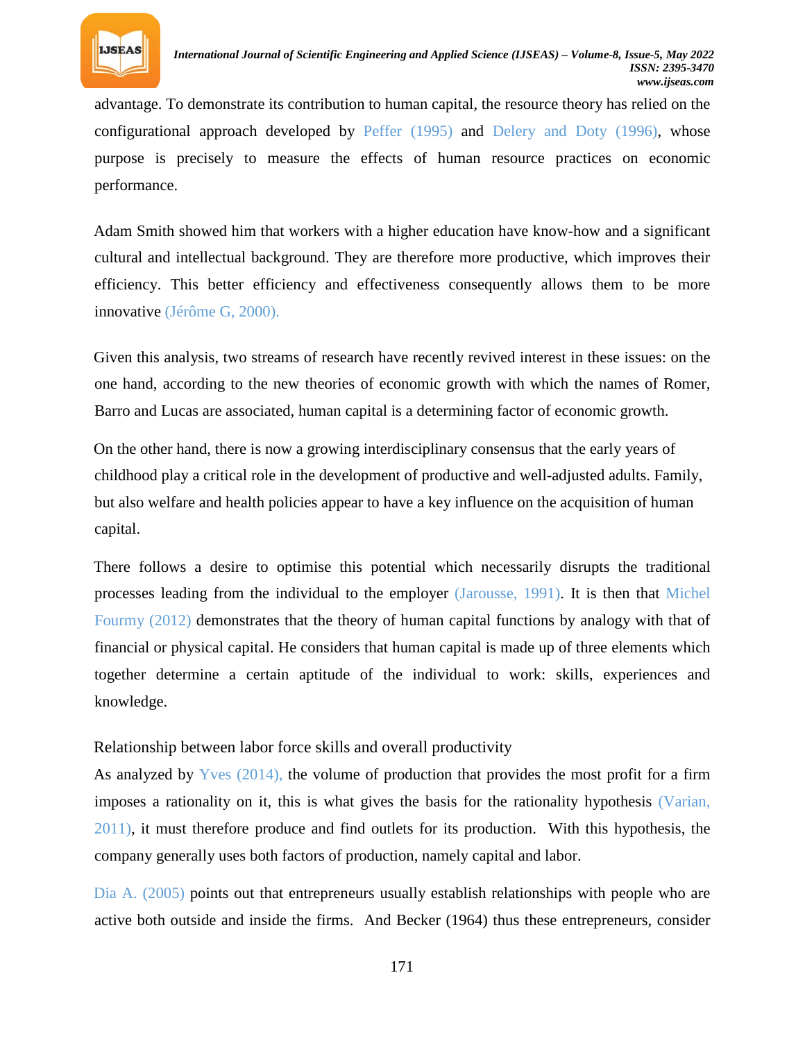advantage. To demonstrate its contribution to human capital, the resource theory has relied on the configurational approach developed by Peffer (1995) and Delery and Doty (1996), whose purpose is precisely to measure the effects of human resource practices on economic performance.

Adam Smith showed him that workers with a higher education have know-how and a significant cultural and intellectual background. They are therefore more productive, which improves their efficiency. This better efficiency and effectiveness consequently allows them to be more innovative (Jérôme G, 2000).

Given this analysis, two streams of research have recently revived interest in these issues: on the one hand, according to the new theories of economic growth with which the names of Romer, Barro and Lucas are associated, human capital is a determining factor of economic growth.

On the other hand, there is now a growing interdisciplinary consensus that the early years of childhood play a critical role in the development of productive and well-adjusted adults. Family, but also welfare and health policies appear to have a key influence on the acquisition of human capital.

There follows a desire to optimise this potential which necessarily disrupts the traditional processes leading from the individual to the employer (Jarousse, 1991). It is then that Michel Fourmy (2012) demonstrates that the theory of human capital functions by analogy with that of financial or physical capital. He considers that human capital is made up of three elements which together determine a certain aptitude of the individual to work: skills, experiences and knowledge.

Relationship between labor force skills and overall productivity

As analyzed by Yves (2014), the volume of production that provides the most profit for a firm imposes a rationality on it, this is what gives the basis for the rationality hypothesis (Varian, 2011), it must therefore produce and find outlets for its production. With this hypothesis, the company generally uses both factors of production, namely capital and labor.

Dia A. (2005) points out that entrepreneurs usually establish relationships with people who are active both outside and inside the firms. And Becker (1964) thus these entrepreneurs, consider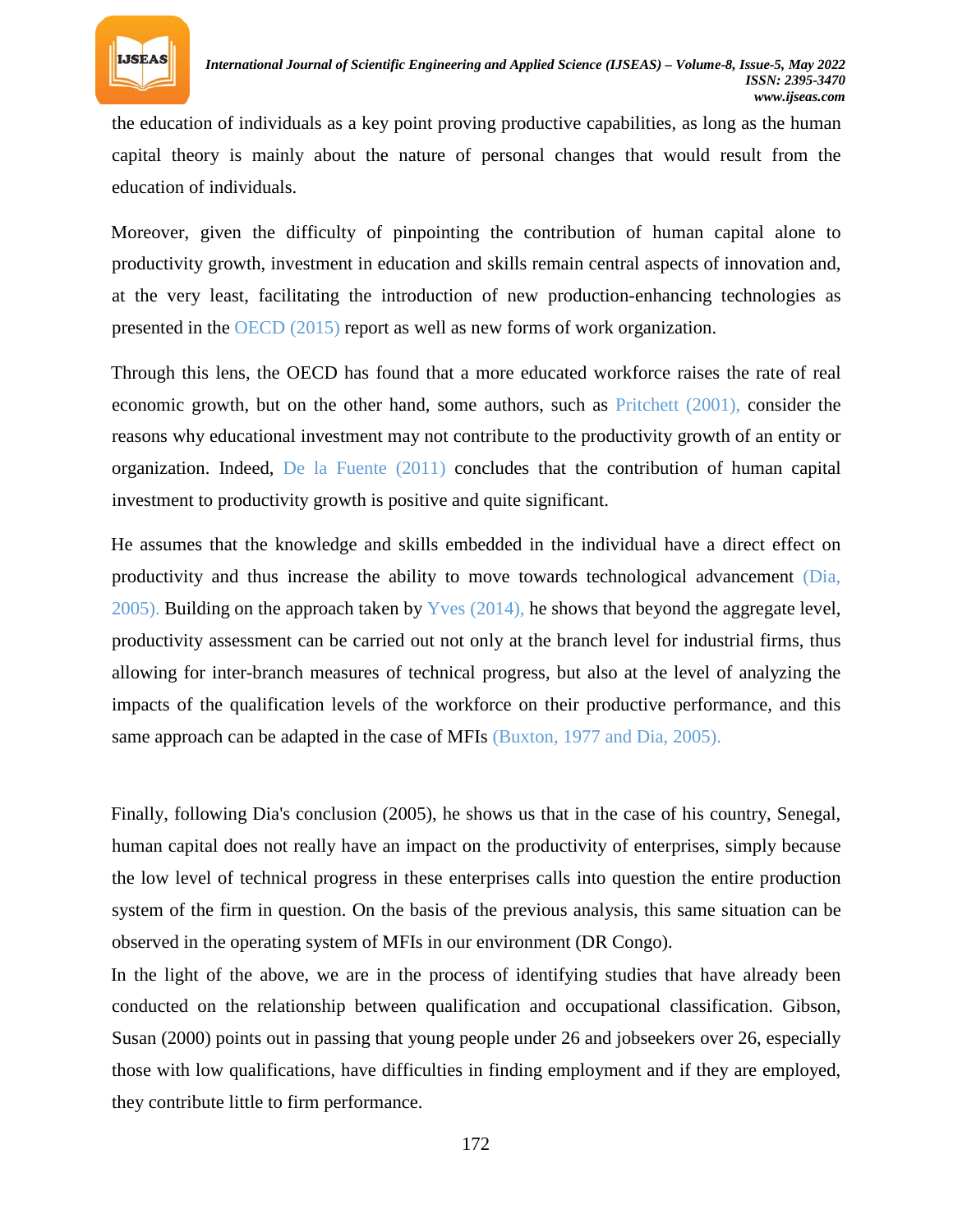the education of individuals as a key point proving productive capabilities, as long as the human capital theory is mainly about the nature of personal changes that would result from the education of individuals.

Moreover, given the difficulty of pinpointing the contribution of human capital alone to productivity growth, investment in education and skills remain central aspects of innovation and, at the very least, facilitating the introduction of new production-enhancing technologies as presented in the OECD (2015) report as well as new forms of work organization.

Through this lens, the OECD has found that a more educated workforce raises the rate of real economic growth, but on the other hand, some authors, such as Pritchett (2001), consider the reasons why educational investment may not contribute to the productivity growth of an entity or organization. Indeed, De la Fuente (2011) concludes that the contribution of human capital investment to productivity growth is positive and quite significant.

He assumes that the knowledge and skills embedded in the individual have a direct effect on productivity and thus increase the ability to move towards technological advancement (Dia, 2005). Building on the approach taken by Yves (2014), he shows that beyond the aggregate level, productivity assessment can be carried out not only at the branch level for industrial firms, thus allowing for inter-branch measures of technical progress, but also at the level of analyzing the impacts of the qualification levels of the workforce on their productive performance, and this same approach can be adapted in the case of MFIs (Buxton, 1977 and Dia, 2005).

Finally, following Dia's conclusion (2005), he shows us that in the case of his country, Senegal, human capital does not really have an impact on the productivity of enterprises, simply because the low level of technical progress in these enterprises calls into question the entire production system of the firm in question. On the basis of the previous analysis, this same situation can be observed in the operating system of MFIs in our environment (DR Congo).

In the light of the above, we are in the process of identifying studies that have already been conducted on the relationship between qualification and occupational classification. Gibson, Susan (2000) points out in passing that young people under 26 and jobseekers over 26, especially those with low qualifications, have difficulties in finding employment and if they are employed, they contribute little to firm performance.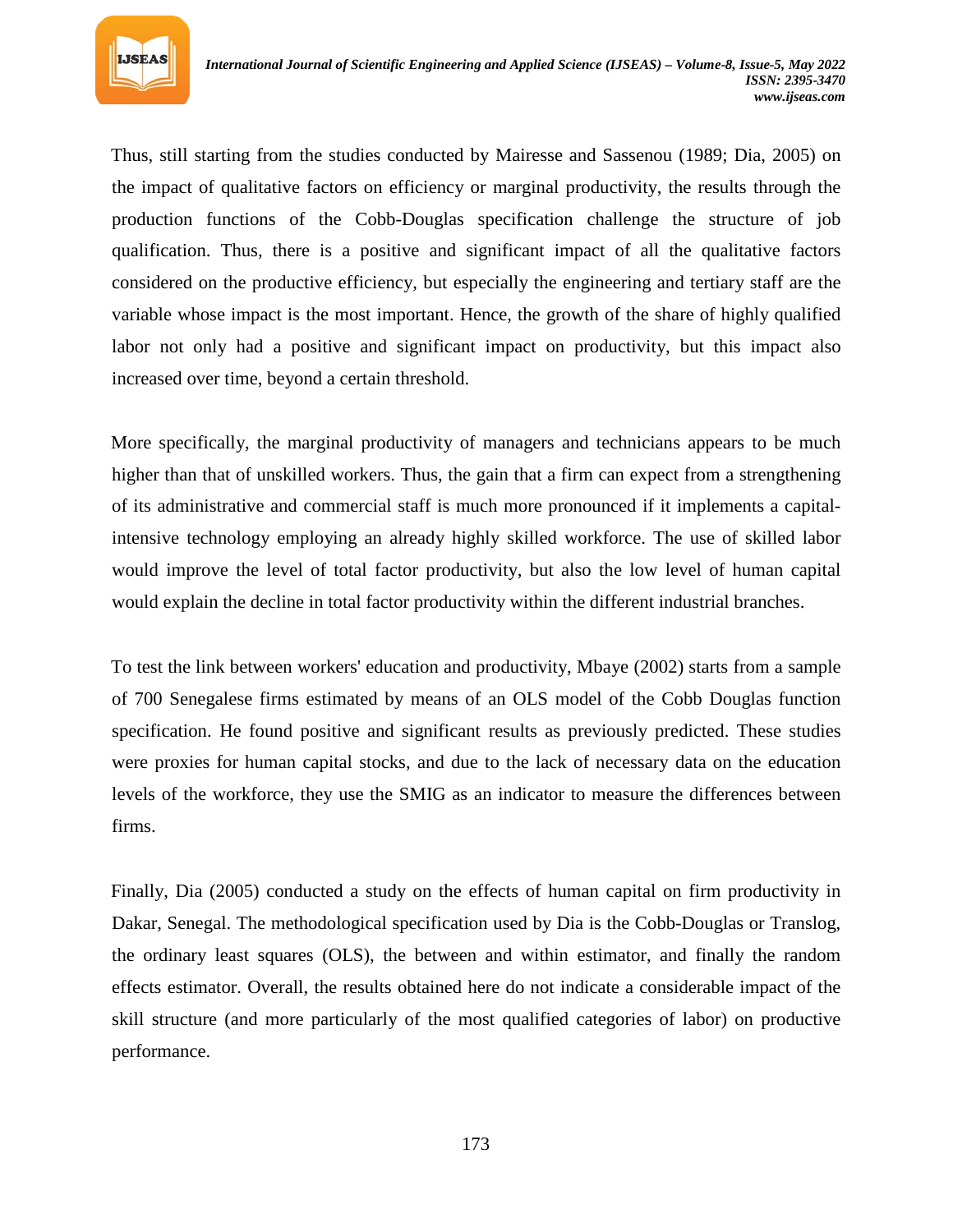Thus, still starting from the studies conducted by Mairesse and Sassenou (1989; Dia, 2005) on the impact of qualitative factors on efficiency or marginal productivity, the results through the production functions of the Cobb-Douglas specification challenge the structure of job qualification. Thus, there is a positive and significant impact of all the qualitative factors considered on the productive efficiency, but especially the engineering and tertiary staff are the variable whose impact is the most important. Hence, the growth of the share of highly qualified labor not only had a positive and significant impact on productivity, but this impact also increased over time, beyond a certain threshold.

More specifically, the marginal productivity of managers and technicians appears to be much higher than that of unskilled workers. Thus, the gain that a firm can expect from a strengthening of its administrative and commercial staff is much more pronounced if it implements a capital-intensive technology employing an already highly skilled workforce. The use of skilled labor would improve the level of total factor productivity, but also the low level of human capital would explain the decline in total factor productivity within the different industrial branches.

To test the link between workers' education and productivity, Mbaye (2002) starts from a sample of 700 Senegalese firms estimated by means of an OLS model of the Cobb Douglas function specification. He found positive and significant results as previously predicted. These studies were proxies for human capital stocks, and due to the lack of necessary data on the education levels of the workforce, they use the SMIG as an indicator to measure the differences between firms.

Finally, Dia (2005) conducted a study on the effects of human capital on firm productivity in Dakar, Senegal. The methodological specification used by Dia is the Cobb-Douglas or Translog, the ordinary least squares (OLS), the between and within estimator, and finally the random effects estimator. Overall, the results obtained here do not indicate a considerable impact of the skill structure (and more particularly of the most qualified categories of labor) on productive performance.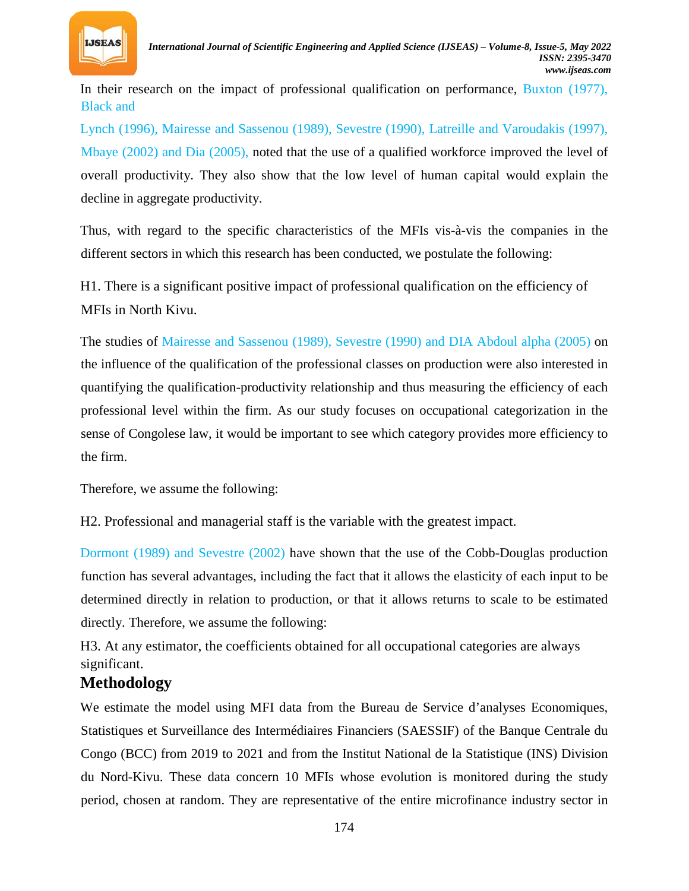In their research on the impact of professional qualification on performance, Buxton (1977), Black and Lynch (1996), Mairesse and Sassenou (1989), Sevestre (1990), Latreille and Varoudakis (1997), Mbaye (2002) and Dia (2005), noted that the use of a qualified workforce improved the level of overall productivity. They also show that the low level of human capital would explain the decline in aggregate productivity.

Thus, with regard to the specific characteristics of the MFIs vis-à-vis the companies in the different sectors in which this research has been conducted, we postulate the following:

H1. There is a significant positive impact of professional qualification on the efficiency of MFIs in North Kivu.

The studies of Mairesse and Sassenou (1989), Sevestre (1990) and DIA Abdoul alpha (2005) on the influence of the qualification of the professional classes on production were also interested in quantifying the qualification-productivity relationship and thus measuring the efficiency of each professional level within the firm. As our study focuses on occupational categorization in the sense of Congolese law, it would be important to see which category provides more efficiency to the firm.

Therefore, we assume the following:

H2. Professional and managerial staff is the variable with the greatest impact.

Dormont (1989) and Sevestre (2002) have shown that the use of the Cobb-Douglas production function has several advantages, including the fact that it allows the elasticity of each input to be determined directly in relation to production, or that it allows returns to scale to be estimated directly. Therefore, we assume the following:

H3. At any estimator, the coefficients obtained for all occupational categories are always significant.

## Methodology

We estimate the model using MFI data from the Bureau de Service d'analyses Economiques, Statistiques et Surveillance des Intermédiaires Financiers (SAESSIF) of the Banque Centrale du Congo (BCC) from 2019 to 2021 and from the Institut National de la Statistique (INS) Division du Nord-Kivu. These data concern 10 MFIs whose evolution is monitored during the study period, chosen at random. They are representative of the entire microfinance industry sector in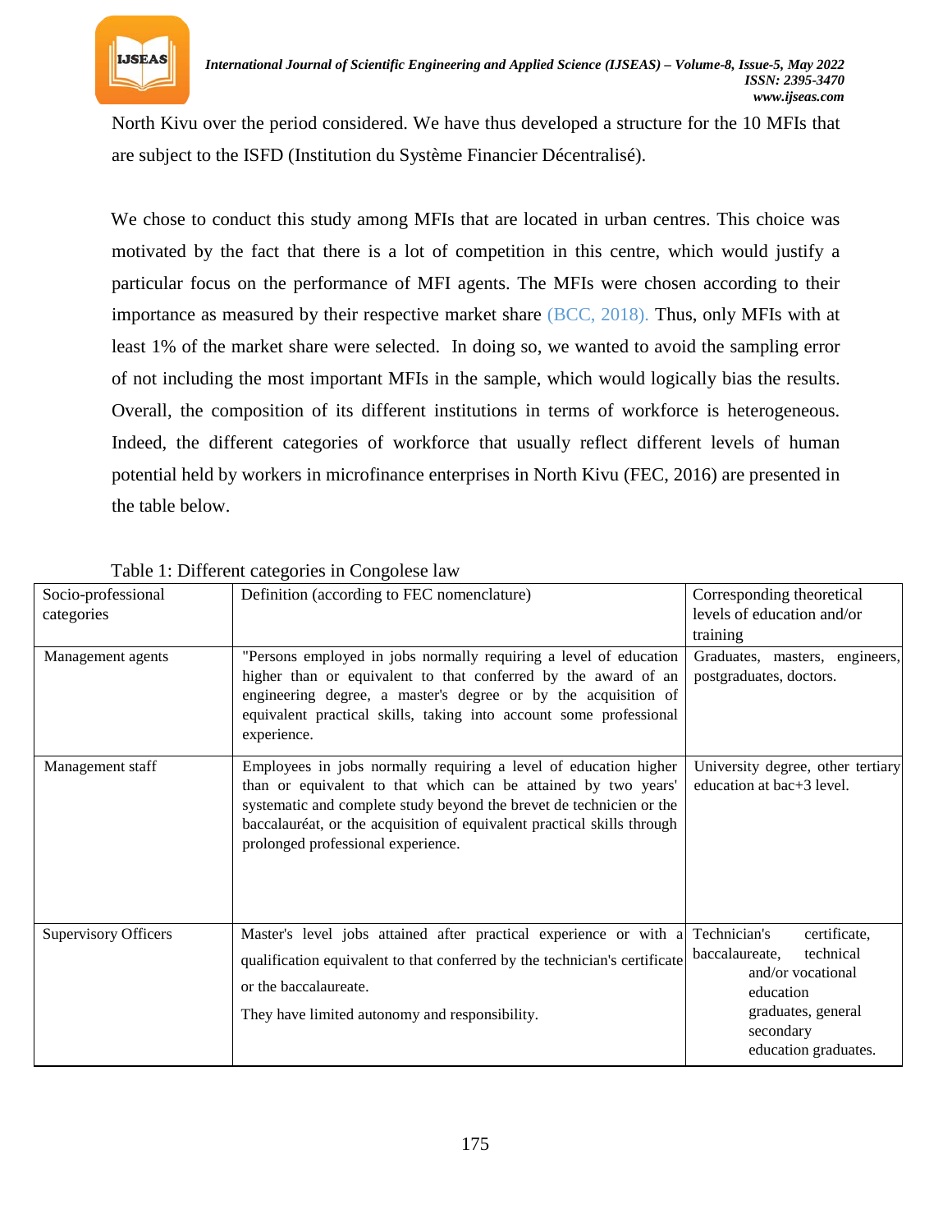North Kivu over the period considered. We have thus developed a structure for the 10 MFIs that are subject to the ISFD (Institution du Système Financier Décentralisé).

We chose to conduct this study among MFIs that are located in urban centres. This choice was motivated by the fact that there is a lot of competition in this centre, which would justify a particular focus on the performance of MFI agents. The MFIs were chosen according to their importance as measured by their respective market share (BCC, 2018). Thus, only MFIs with at least 1% of the market share were selected. In doing so, we wanted to avoid the sampling error of not including the most important MFIs in the sample, which would logically bias the results. Overall, the composition of its different institutions in terms of workforce is heterogeneous. Indeed, the different categories of workforce that usually reflect different levels of human potential held by workers in microfinance enterprises in North Kivu (FEC, 2016) are presented in the table below.

Table 1: Different categories in Congolese law

| Socio-professional categories | Definition (according to FEC nomenclature) | Corresponding theoretical levels of education and/or training |
|---|---|---|
| Management agents | "Persons employed in jobs normally requiring a level of education higher than or equivalent to that conferred by the award of an engineering degree, a master's degree or by the acquisition of equivalent practical skills, taking into account some professional experience. | Graduates, masters, engineers, postgraduates, doctors. |
| Management staff | Employees in jobs normally requiring a level of education higher than or equivalent to that which can be attained by two years' systematic and complete study beyond the brevet de technicien or the baccalauréat, or the acquisition of equivalent practical skills through prolonged professional experience. | University degree, other tertiary education at bac+3 level. |
| Supervisory Officers | Master's level jobs attained after practical experience or with a qualification equivalent to that conferred by the technician's certificate or the baccalaureate.<br><br>They have limited autonomy and responsibility. | Technician's certificate, baccalaureate, technical and/or vocational education graduates, general secondary education graduates. |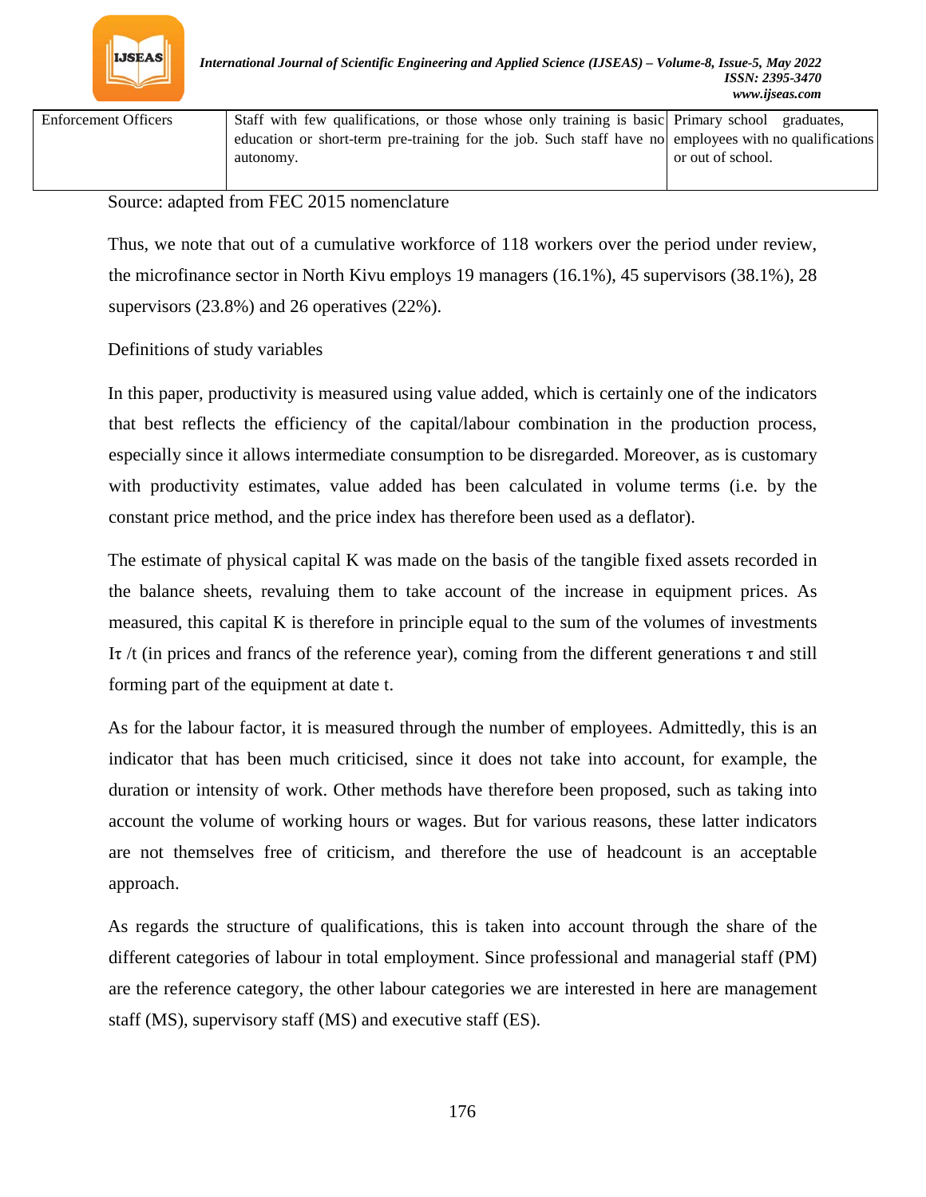| Enforcement Officers | Staff with few qualifications, or those whose only training is basic education or short-term pre-training for the job. Such staff have no autonomy. | Primary school graduates, employees with no qualifications or out of school. |
| --- | --- | --- |

Source: adapted from FEC 2015 nomenclature

Thus, we note that out of a cumulative workforce of 118 workers over the period under review, the microfinance sector in North Kivu employs 19 managers (16.1%), 45 supervisors (38.1%), 28 supervisors (23.8%) and 26 operatives (22%).

Definitions of study variables

In this paper, productivity is measured using value added, which is certainly one of the indicators that best reflects the efficiency of the capital/labour combination in the production process, especially since it allows intermediate consumption to be disregarded. Moreover, as is customary with productivity estimates, value added has been calculated in volume terms (i.e. by the constant price method, and the price index has therefore been used as a deflator).

The estimate of physical capital K was made on the basis of the tangible fixed assets recorded in the balance sheets, revaluing them to take account of the increase in equipment prices. As measured, this capital K is therefore in principle equal to the sum of the volumes of investments $I\tau$ /t (in prices and francs of the reference year), coming from the different generations $\tau$ and still forming part of the equipment at date t.

As for the labour factor, it is measured through the number of employees. Admittedly, this is an indicator that has been much criticised, since it does not take into account, for example, the duration or intensity of work. Other methods have therefore been proposed, such as taking into account the volume of working hours or wages. But for various reasons, these latter indicators are not themselves free of criticism, and therefore the use of headcount is an acceptable approach.

As regards the structure of qualifications, this is taken into account through the share of the different categories of labour in total employment. Since professional and managerial staff (PM) are the reference category, the other labour categories we are interested in here are management staff (MS), supervisory staff (MS) and executive staff (ES).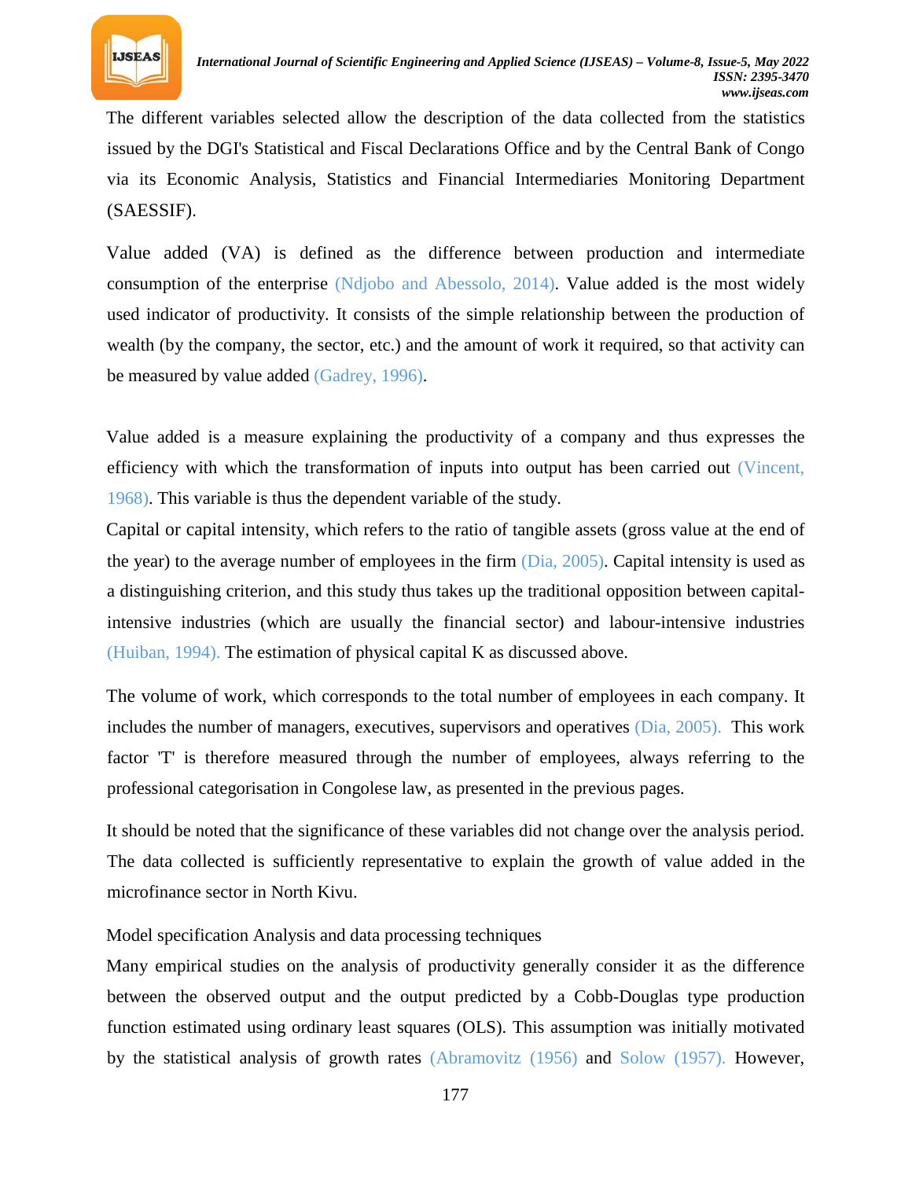The different variables selected allow the description of the data collected from the statistics issued by the DGI's Statistical and Fiscal Declarations Office and by the Central Bank of Congo via its Economic Analysis, Statistics and Financial Intermediaries Monitoring Department (SAESSIF).

Value added (VA) is defined as the difference between production and intermediate consumption of the enterprise (Ndjobo and Abessolo, 2014). Value added is the most widely used indicator of productivity. It consists of the simple relationship between the production of wealth (by the company, the sector, etc.) and the amount of work it required, so that activity can be measured by value added (Gadrey, 1996).

Value added is a measure explaining the productivity of a company and thus expresses the efficiency with which the transformation of inputs into output has been carried out (Vincent, 1968). This variable is thus the dependent variable of the study.

Capital or capital intensity, which refers to the ratio of tangible assets (gross value at the end of the year) to the average number of employees in the firm (Dia, 2005). Capital intensity is used as a distinguishing criterion, and this study thus takes up the traditional opposition between capital-intensive industries (which are usually the financial sector) and labour-intensive industries (Huiban, 1994). The estimation of physical capital K as discussed above.

The volume of work, which corresponds to the total number of employees in each company. It includes the number of managers, executives, supervisors and operatives (Dia, 2005). This work factor 'T' is therefore measured through the number of employees, always referring to the professional categorisation in Congolese law, as presented in the previous pages.

It should be noted that the significance of these variables did not change over the analysis period. The data collected is sufficiently representative to explain the growth of value added in the microfinance sector in North Kivu.

Model specification Analysis and data processing techniques

Many empirical studies on the analysis of productivity generally consider it as the difference between the observed output and the output predicted by a Cobb-Douglas type production function estimated using ordinary least squares (OLS). This assumption was initially motivated by the statistical analysis of growth rates (Abramovitz (1956) and Solow (1957). However,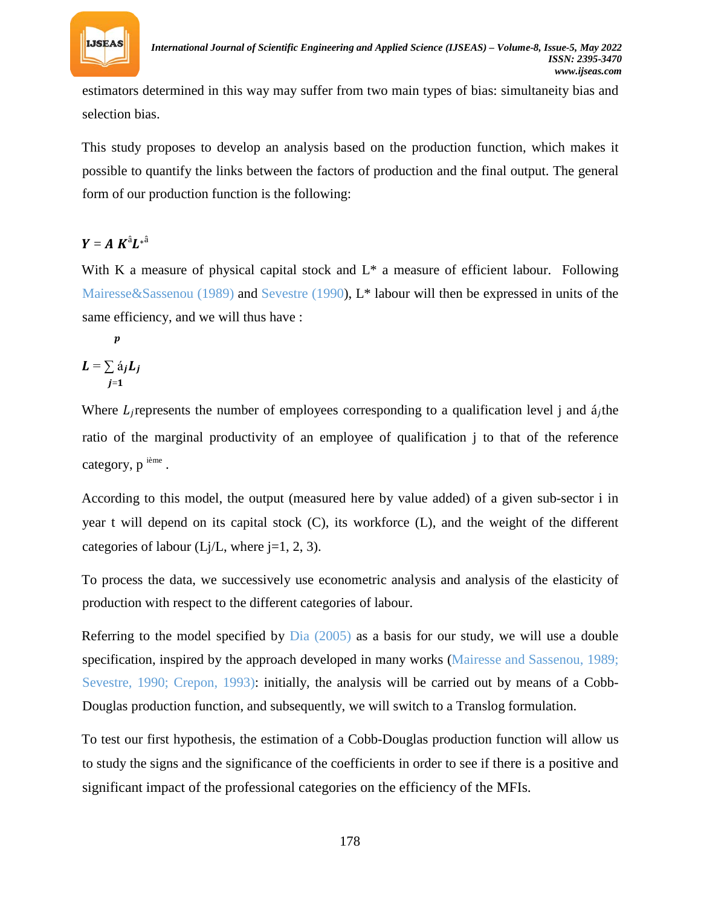estimators determined in this way may suffer from two main types of bias: simultaneity bias and selection bias.

This study proposes to develop an analysis based on the production function, which makes it possible to quantify the links between the factors of production and the final output. The general form of our production function is the following:

$$Y = A\ K^{â}L*^{â}$$

With K a measure of physical capital stock and L* a measure of efficient labour. Following Mairesse&Sassenou (1989) and Sevestre (1990), L* labour will then be expressed in units of the same efficiency, and we will thus have :

$$L = \sum_{j=1}^{p} á_j L_j$$

Where $L_j$ represents the number of employees corresponding to a qualification level j and $á_j$ the ratio of the marginal productivity of an employee of qualification j to that of the reference category, p ième .

According to this model, the output (measured here by value added) of a given sub-sector i in year t will depend on its capital stock (C), its workforce (L), and the weight of the different categories of labour (Lj/L, where j=1, 2, 3).

To process the data, we successively use econometric analysis and analysis of the elasticity of production with respect to the different categories of labour.

Referring to the model specified by Dia (2005) as a basis for our study, we will use a double specification, inspired by the approach developed in many works (Mairesse and Sassenou, 1989; Sevestre, 1990; Crepon, 1993): initially, the analysis will be carried out by means of a Cobb-Douglas production function, and subsequently, we will switch to a Translog formulation.

To test our first hypothesis, the estimation of a Cobb-Douglas production function will allow us to study the signs and the significance of the coefficients in order to see if there is a positive and significant impact of the professional categories on the efficiency of the MFIs.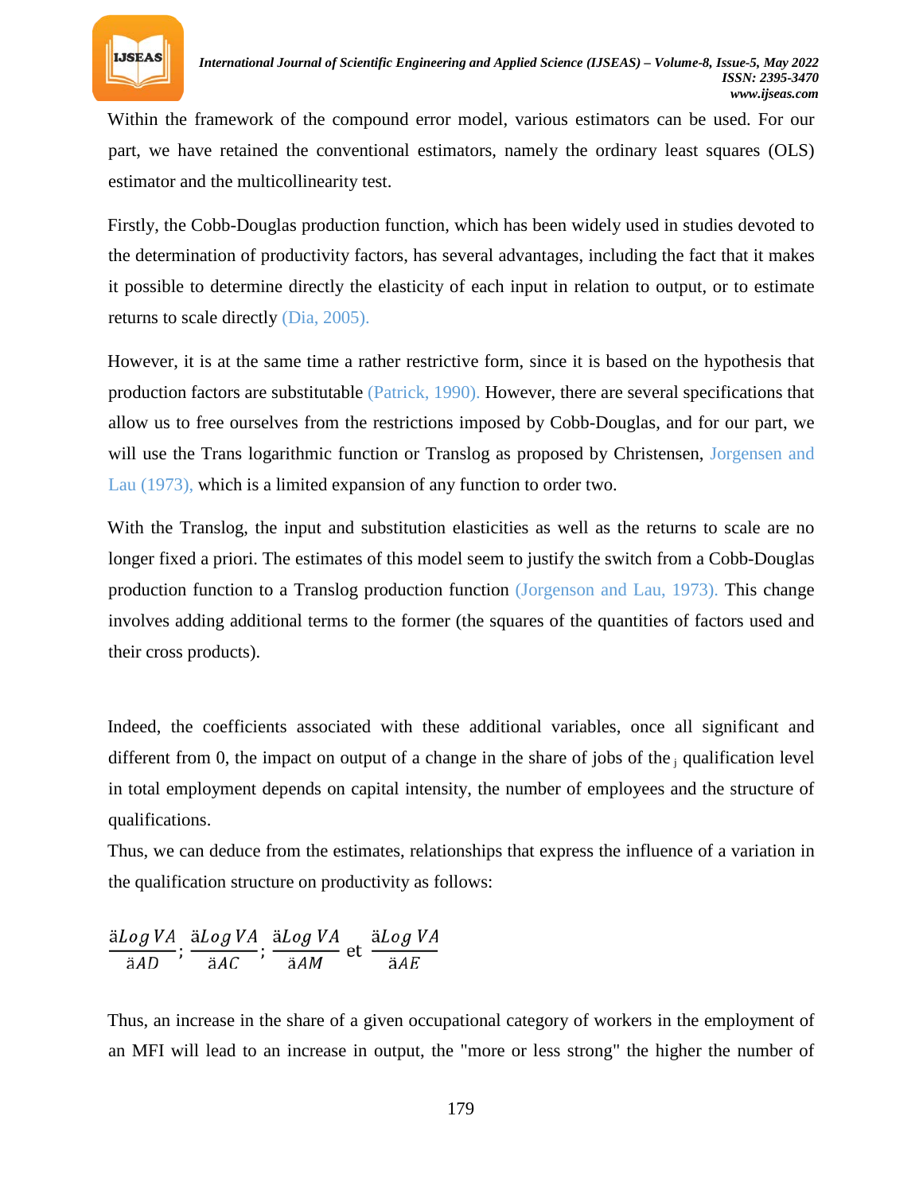Within the framework of the compound error model, various estimators can be used. For our part, we have retained the conventional estimators, namely the ordinary least squares (OLS) estimator and the multicollinearity test.

Firstly, the Cobb-Douglas production function, which has been widely used in studies devoted to the determination of productivity factors, has several advantages, including the fact that it makes it possible to determine directly the elasticity of each input in relation to output, or to estimate returns to scale directly (Dia, 2005).

However, it is at the same time a rather restrictive form, since it is based on the hypothesis that production factors are substitutable (Patrick, 1990). However, there are several specifications that allow us to free ourselves from the restrictions imposed by Cobb-Douglas, and for our part, we will use the Trans logarithmic function or Translog as proposed by Christensen, Jorgensen and Lau (1973), which is a limited expansion of any function to order two.

With the Translog, the input and substitution elasticities as well as the returns to scale are no longer fixed a priori. The estimates of this model seem to justify the switch from a Cobb-Douglas production function to a Translog production function (Jorgenson and Lau, 1973). This change involves adding additional terms to the former (the squares of the quantities of factors used and their cross products).

Indeed, the coefficients associated with these additional variables, once all significant and different from 0, the impact on output of a change in the share of jobs of the $_j$ qualification level in total employment depends on capital intensity, the number of employees and the structure of qualifications.

Thus, we can deduce from the estimates, relationships that express the influence of a variation in the qualification structure on productivity as follows:

$$\frac{\partial Log\,VA}{\partial AD};\ \frac{\partial Log\,VA}{\partial AC};\ \frac{\partial Log\,VA}{\partial AM}\ \text{et}\ \frac{\partial Log\,VA}{\partial AE}$$

Thus, an increase in the share of a given occupational category of workers in the employment of an MFI will lead to an increase in output, the "more or less strong" the higher the number of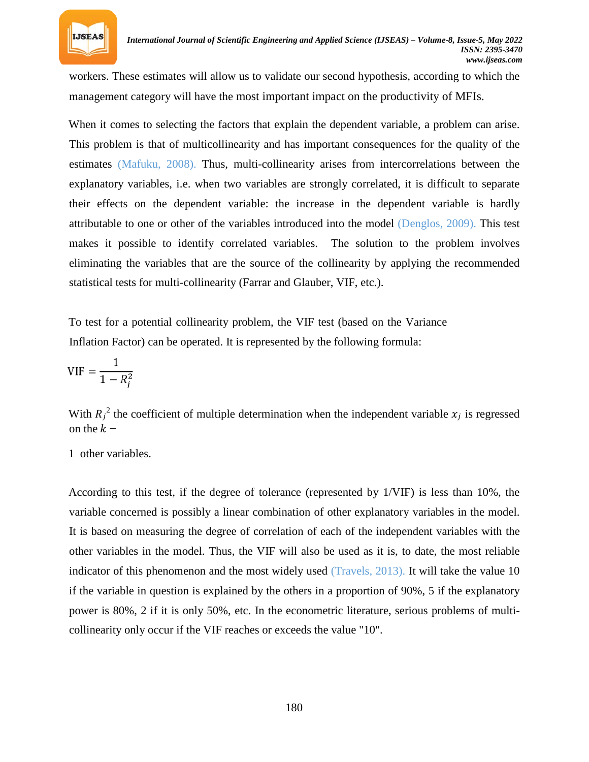workers. These estimates will allow us to validate our second hypothesis, according to which the management category will have the most important impact on the productivity of MFIs.

When it comes to selecting the factors that explain the dependent variable, a problem can arise. This problem is that of multicollinearity and has important consequences for the quality of the estimates (Mafuku, 2008). Thus, multi-collinearity arises from intercorrelations between the explanatory variables, i.e. when two variables are strongly correlated, it is difficult to separate their effects on the dependent variable: the increase in the dependent variable is hardly attributable to one or other of the variables introduced into the model (Denglos, 2009). This test makes it possible to identify correlated variables. The solution to the problem involves eliminating the variables that are the source of the collinearity by applying the recommended statistical tests for multi-collinearity (Farrar and Glauber, VIF, etc.).

To test for a potential collinearity problem, the VIF test (based on the Variance Inflation Factor) can be operated. It is represented by the following formula:

$$\text{VIF} = \frac{1}{1 - R_j^2}$$

With ${R_j}^2$ the coefficient of multiple determination when the independent variable $x_j$ is regressed on the $k -$

1 other variables.

According to this test, if the degree of tolerance (represented by 1/VIF) is less than 10%, the variable concerned is possibly a linear combination of other explanatory variables in the model. It is based on measuring the degree of correlation of each of the independent variables with the other variables in the model. Thus, the VIF will also be used as it is, to date, the most reliable indicator of this phenomenon and the most widely used (Travels, 2013). It will take the value 10 if the variable in question is explained by the others in a proportion of 90%, 5 if the explanatory power is 80%, 2 if it is only 50%, etc. In the econometric literature, serious problems of multi-collinearity only occur if the VIF reaches or exceeds the value "10".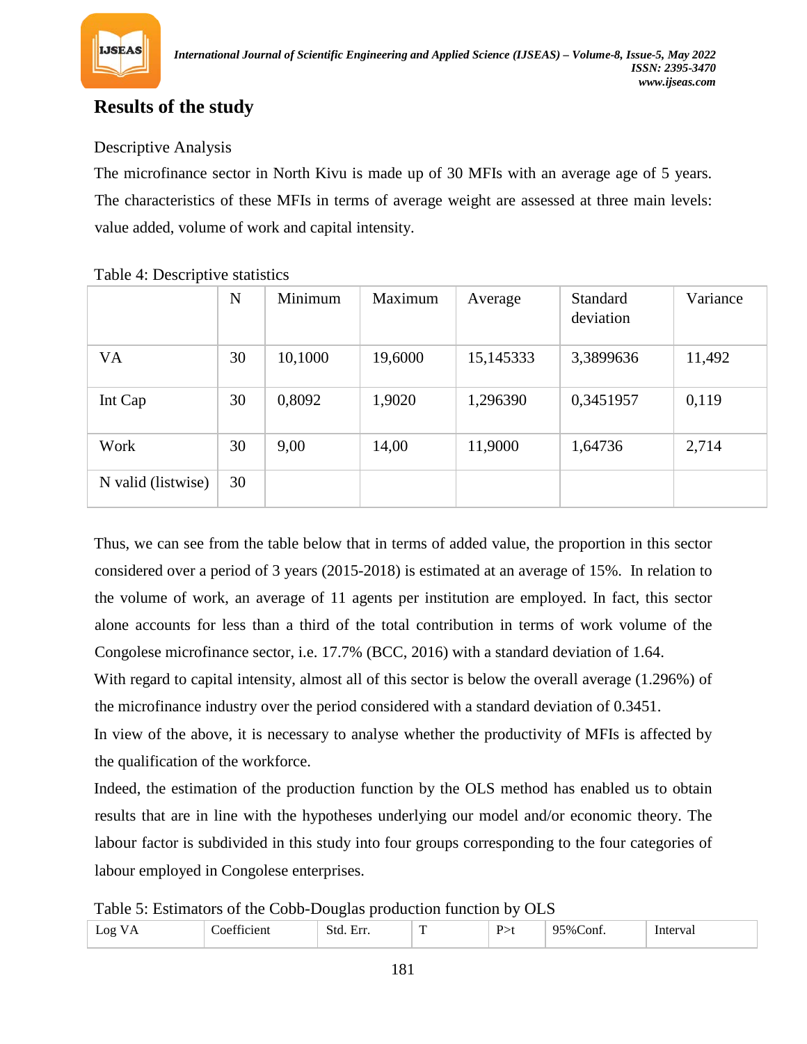## Results of the study

Descriptive Analysis

The microfinance sector in North Kivu is made up of 30 MFIs with an average age of 5 years. The characteristics of these MFIs in terms of average weight are assessed at three main levels: value added, volume of work and capital intensity.

Table 4: Descriptive statistics

| | N | Minimum | Maximum | Average | Standard deviation | Variance |
|---|---|---|---|---|---|---|
| VA | 30 | 10,1000 | 19,6000 | 15,145333 | 3,3899636 | 11,492 |
| Int Cap | 30 | 0,8092 | 1,9020 | 1,296390 | 0,3451957 | 0,119 |
| Work | 30 | 9,00 | 14,00 | 11,9000 | 1,64736 | 2,714 |
| N valid (listwise) | 30 | | | | | |

Thus, we can see from the table below that in terms of added value, the proportion in this sector considered over a period of 3 years (2015-2018) is estimated at an average of 15%. In relation to the volume of work, an average of 11 agents per institution are employed. In fact, this sector alone accounts for less than a third of the total contribution in terms of work volume of the Congolese microfinance sector, i.e. 17.7% (BCC, 2016) with a standard deviation of 1.64.

With regard to capital intensity, almost all of this sector is below the overall average (1.296%) of the microfinance industry over the period considered with a standard deviation of 0.3451.

In view of the above, it is necessary to analyse whether the productivity of MFIs is affected by the qualification of the workforce.

Indeed, the estimation of the production function by the OLS method has enabled us to obtain results that are in line with the hypotheses underlying our model and/or economic theory. The labour factor is subdivided in this study into four groups corresponding to the four categories of labour employed in Congolese enterprises.

Table 5: Estimators of the Cobb-Douglas production function by OLS

| Log VA | Coefficient | Std. Err. | T | P>t | 95%Conf. | Interval |
|---|---|---|---|---|---|---|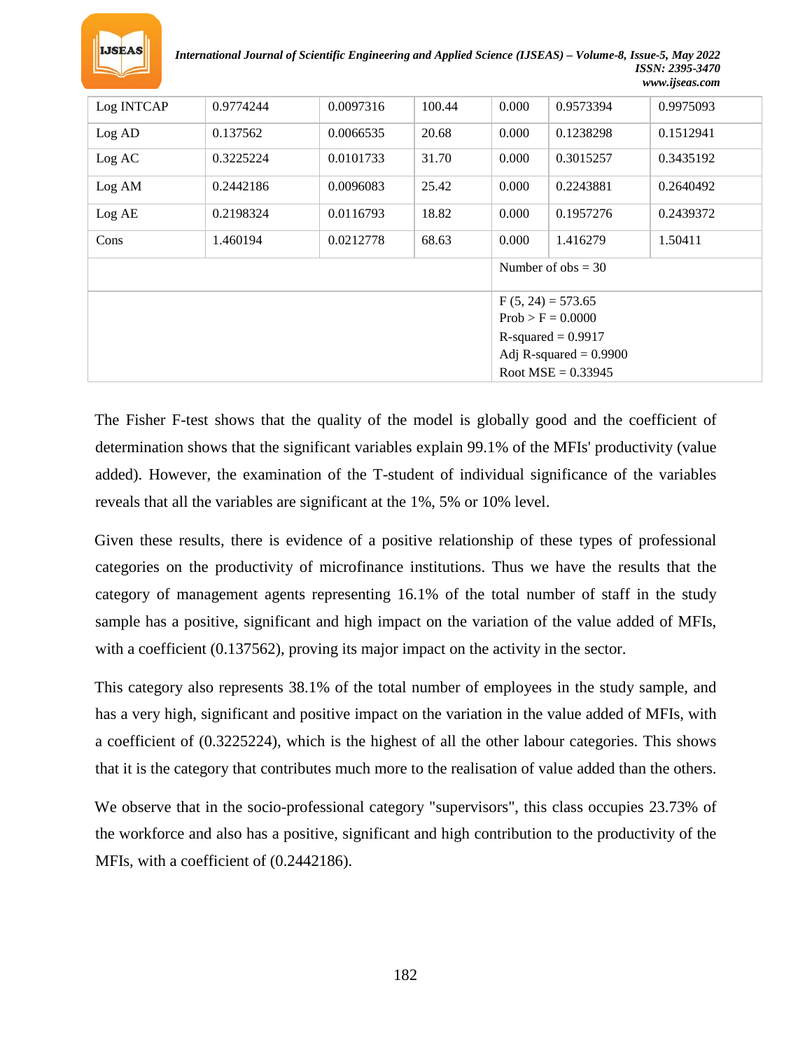| | | | | | | |
|---|---|---|---|---|---|---|
| Log INTCAP | 0.9774244 | 0.0097316 | 100.44 | 0.000 | 0.9573394 | 0.9975093 |
| Log AD | 0.137562 | 0.0066535 | 20.68 | 0.000 | 0.1238298 | 0.1512941 |
| Log AC | 0.3225224 | 0.0101733 | 31.70 | 0.000 | 0.3015257 | 0.3435192 |
| Log AM | 0.2442186 | 0.0096083 | 25.42 | 0.000 | 0.2243881 | 0.2640492 |
| Log AE | 0.2198324 | 0.0116793 | 18.82 | 0.000 | 0.1957276 | 0.2439372 |
| Cons | 1.460194 | 0.0212778 | 68.63 | 0.000 | 1.416279 | 1.50411 |
| | | | | Number of obs = 30 | | |
| | | | | F (5, 24) = 573.65<br>Prob > F = 0.0000<br>R-squared = 0.9917<br>Adj R-squared = 0.9900<br>Root MSE = 0.33945 | | |

The Fisher F-test shows that the quality of the model is globally good and the coefficient of determination shows that the significant variables explain 99.1% of the MFIs' productivity (value added). However, the examination of the T-student of individual significance of the variables reveals that all the variables are significant at the 1%, 5% or 10% level.

Given these results, there is evidence of a positive relationship of these types of professional categories on the productivity of microfinance institutions. Thus we have the results that the category of management agents representing 16.1% of the total number of staff in the study sample has a positive, significant and high impact on the variation of the value added of MFIs, with a coefficient (0.137562), proving its major impact on the activity in the sector.

This category also represents 38.1% of the total number of employees in the study sample, and has a very high, significant and positive impact on the variation in the value added of MFIs, with a coefficient of (0.3225224), which is the highest of all the other labour categories. This shows that it is the category that contributes much more to the realisation of value added than the others.

We observe that in the socio-professional category "supervisors", this class occupies 23.73% of the workforce and also has a positive, significant and high contribution to the productivity of the MFIs, with a coefficient of (0.2442186).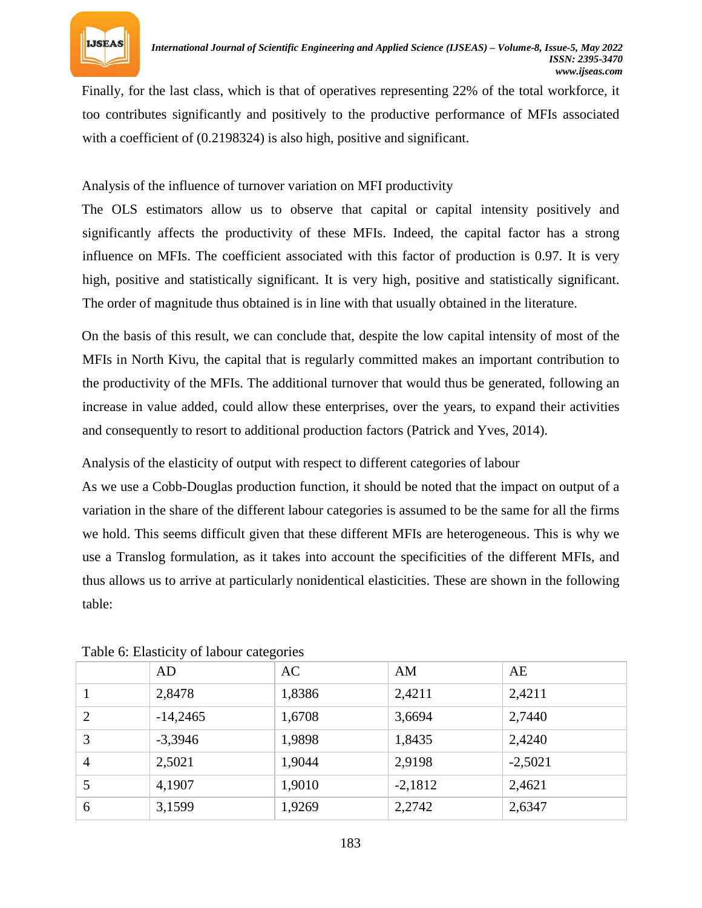Finally, for the last class, which is that of operatives representing 22% of the total workforce, it too contributes significantly and positively to the productive performance of MFIs associated with a coefficient of (0.2198324) is also high, positive and significant.

Analysis of the influence of turnover variation on MFI productivity

The OLS estimators allow us to observe that capital or capital intensity positively and significantly affects the productivity of these MFIs. Indeed, the capital factor has a strong influence on MFIs. The coefficient associated with this factor of production is 0.97. It is very high, positive and statistically significant. It is very high, positive and statistically significant. The order of magnitude thus obtained is in line with that usually obtained in the literature.

On the basis of this result, we can conclude that, despite the low capital intensity of most of the MFIs in North Kivu, the capital that is regularly committed makes an important contribution to the productivity of the MFIs. The additional turnover that would thus be generated, following an increase in value added, could allow these enterprises, over the years, to expand their activities and consequently to resort to additional production factors (Patrick and Yves, 2014).

Analysis of the elasticity of output with respect to different categories of labour

As we use a Cobb-Douglas production function, it should be noted that the impact on output of a variation in the share of the different labour categories is assumed to be the same for all the firms we hold. This seems difficult given that these different MFIs are heterogeneous. This is why we use a Translog formulation, as it takes into account the specificities of the different MFIs, and thus allows us to arrive at particularly nonidentical elasticities. These are shown in the following table:

Table 6: Elasticity of labour categories

| | AD | AC | AM | AE |
|---|---|---|---|---|
| 1 | 2,8478 | 1,8386 | 2,4211 | 2,4211 |
| 2 | -14,2465 | 1,6708 | 3,6694 | 2,7440 |
| 3 | -3,3946 | 1,9898 | 1,8435 | 2,4240 |
| 4 | 2,5021 | 1,9044 | 2,9198 | -2,5021 |
| 5 | 4,1907 | 1,9010 | -2,1812 | 2,4621 |
| 6 | 3,1599 | 1,9269 | 2,2742 | 2,6347 |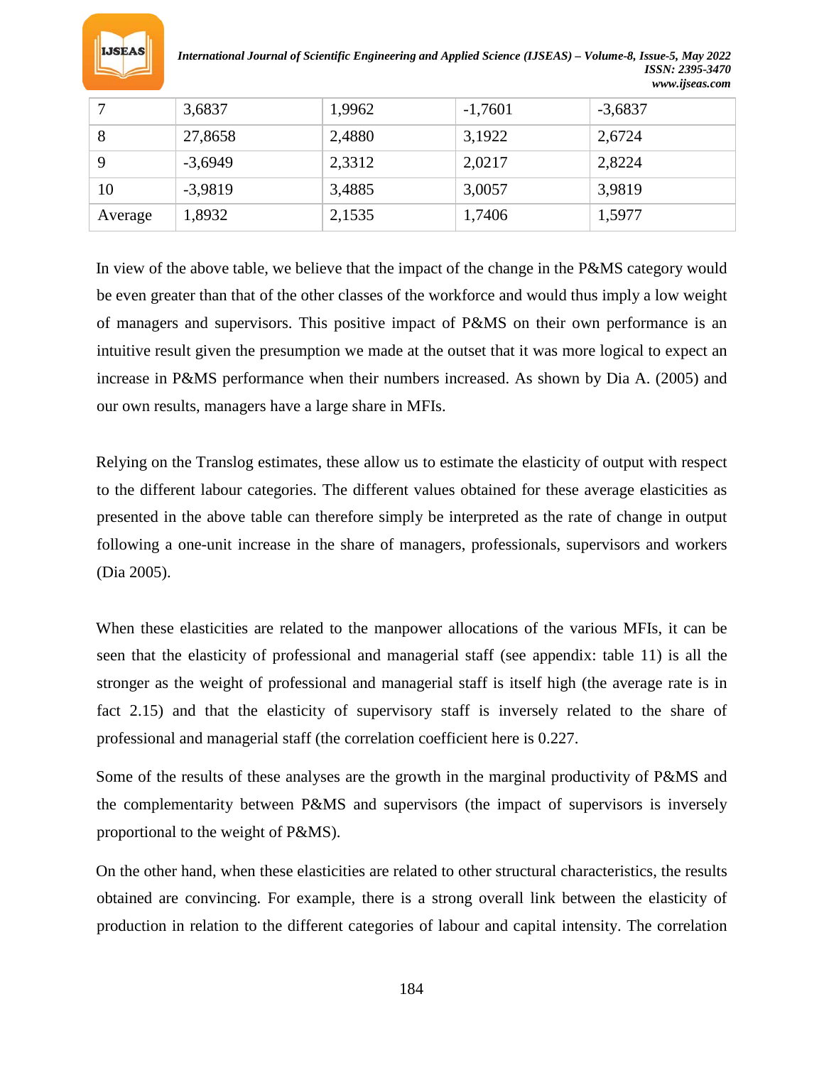| 7 | 3,6837 | 1,9962 | -1,7601 | -3,6837 |
|---|---|---|---|---|
| 8 | 27,8658 | 2,4880 | 3,1922 | 2,6724 |
| 9 | -3,6949 | 2,3312 | 2,0217 | 2,8224 |
| 10 | -3,9819 | 3,4885 | 3,0057 | 3,9819 |
| Average | 1,8932 | 2,1535 | 1,7406 | 1,5977 |

In view of the above table, we believe that the impact of the change in the P&MS category would be even greater than that of the other classes of the workforce and would thus imply a low weight of managers and supervisors. This positive impact of P&MS on their own performance is an intuitive result given the presumption we made at the outset that it was more logical to expect an increase in P&MS performance when their numbers increased. As shown by Dia A. (2005) and our own results, managers have a large share in MFIs.

Relying on the Translog estimates, these allow us to estimate the elasticity of output with respect to the different labour categories. The different values obtained for these average elasticities as presented in the above table can therefore simply be interpreted as the rate of change in output following a one-unit increase in the share of managers, professionals, supervisors and workers (Dia 2005).

When these elasticities are related to the manpower allocations of the various MFIs, it can be seen that the elasticity of professional and managerial staff (see appendix: table 11) is all the stronger as the weight of professional and managerial staff is itself high (the average rate is in fact 2.15) and that the elasticity of supervisory staff is inversely related to the share of professional and managerial staff (the correlation coefficient here is 0.227.

Some of the results of these analyses are the growth in the marginal productivity of P&MS and the complementarity between P&MS and supervisors (the impact of supervisors is inversely proportional to the weight of P&MS).

On the other hand, when these elasticities are related to other structural characteristics, the results obtained are convincing. For example, there is a strong overall link between the elasticity of production in relation to the different categories of labour and capital intensity. The correlation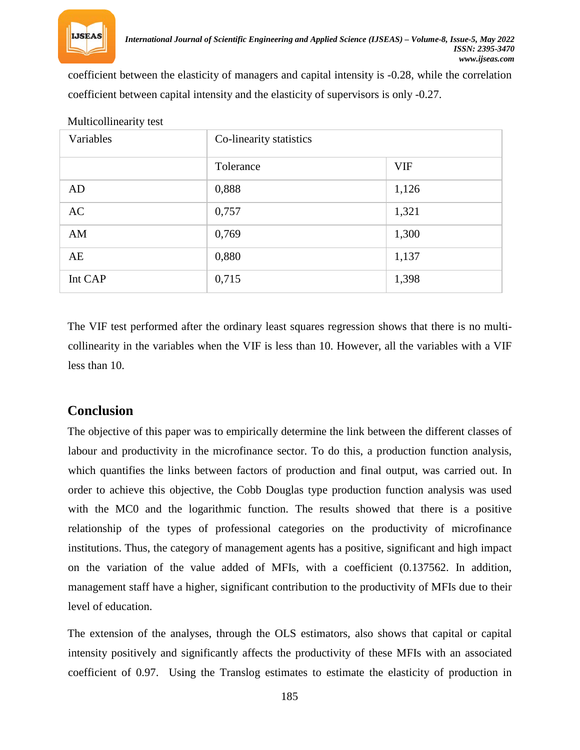coefficient between the elasticity of managers and capital intensity is -0.28, while the correlation coefficient between capital intensity and the elasticity of supervisors is only -0.27.

Multicollinearity test

| Variables | Co-linearity statistics | |
|---|---|---|
| | Tolerance | VIF |
| AD | 0,888 | 1,126 |
| AC | 0,757 | 1,321 |
| AM | 0,769 | 1,300 |
| AE | 0,880 | 1,137 |
| Int CAP | 0,715 | 1,398 |

The VIF test performed after the ordinary least squares regression shows that there is no multi-collinearity in the variables when the VIF is less than 10. However, all the variables with a VIF less than 10.

## Conclusion

The objective of this paper was to empirically determine the link between the different classes of labour and productivity in the microfinance sector. To do this, a production function analysis, which quantifies the links between factors of production and final output, was carried out. In order to achieve this objective, the Cobb Douglas type production function analysis was used with the MC0 and the logarithmic function. The results showed that there is a positive relationship of the types of professional categories on the productivity of microfinance institutions. Thus, the category of management agents has a positive, significant and high impact on the variation of the value added of MFIs, with a coefficient (0.137562. In addition, management staff have a higher, significant contribution to the productivity of MFIs due to their level of education.

The extension of the analyses, through the OLS estimators, also shows that capital or capital intensity positively and significantly affects the productivity of these MFIs with an associated coefficient of 0.97. Using the Translog estimates to estimate the elasticity of production in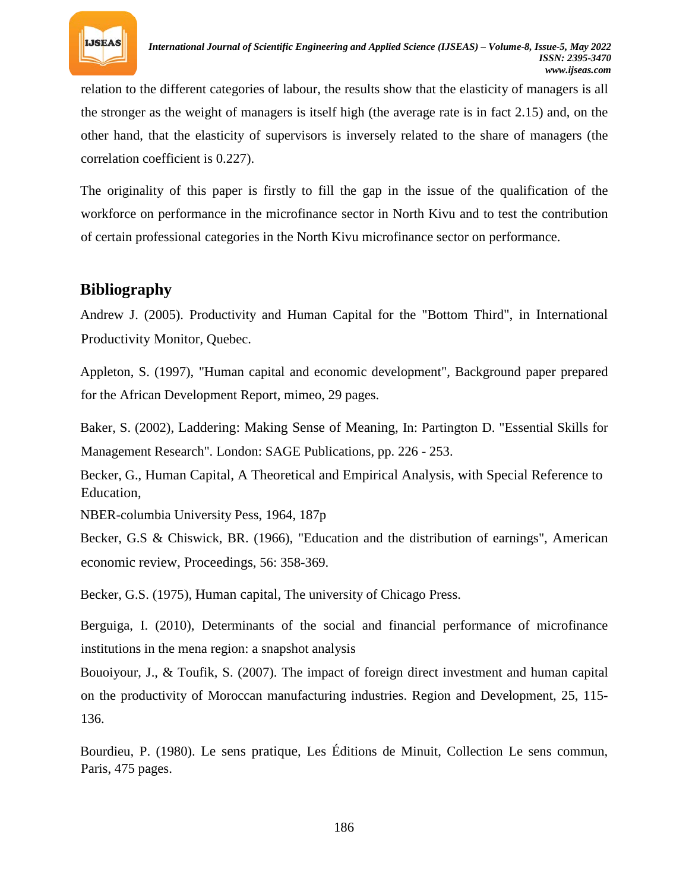relation to the different categories of labour, the results show that the elasticity of managers is all the stronger as the weight of managers is itself high (the average rate is in fact 2.15) and, on the other hand, that the elasticity of supervisors is inversely related to the share of managers (the correlation coefficient is 0.227).

The originality of this paper is firstly to fill the gap in the issue of the qualification of the workforce on performance in the microfinance sector in North Kivu and to test the contribution of certain professional categories in the North Kivu microfinance sector on performance.

## Bibliography

Andrew J. (2005). Productivity and Human Capital for the "Bottom Third", in International Productivity Monitor, Quebec.

Appleton, S. (1997), "Human capital and economic development", Background paper prepared for the African Development Report, mimeo, 29 pages.

Baker, S. (2002), Laddering: Making Sense of Meaning, In: Partington D. "Essential Skills for Management Research". London: SAGE Publications, pp. 226 - 253.

Becker, G., Human Capital, A Theoretical and Empirical Analysis, with Special Reference to Education,
NBER-columbia University Pess, 1964, 187p

Becker, G.S & Chiswick, BR. (1966), "Education and the distribution of earnings", American economic review, Proceedings, 56: 358-369.

Becker, G.S. (1975), Human capital, The university of Chicago Press.

Berguiga, I. (2010), Determinants of the social and financial performance of microfinance institutions in the mena region: a snapshot analysis

Bouoiyour, J., & Toufik, S. (2007). The impact of foreign direct investment and human capital on the productivity of Moroccan manufacturing industries. Region and Development, 25, 115-136.

Bourdieu, P. (1980). Le sens pratique, Les Éditions de Minuit, Collection Le sens commun, Paris, 475 pages.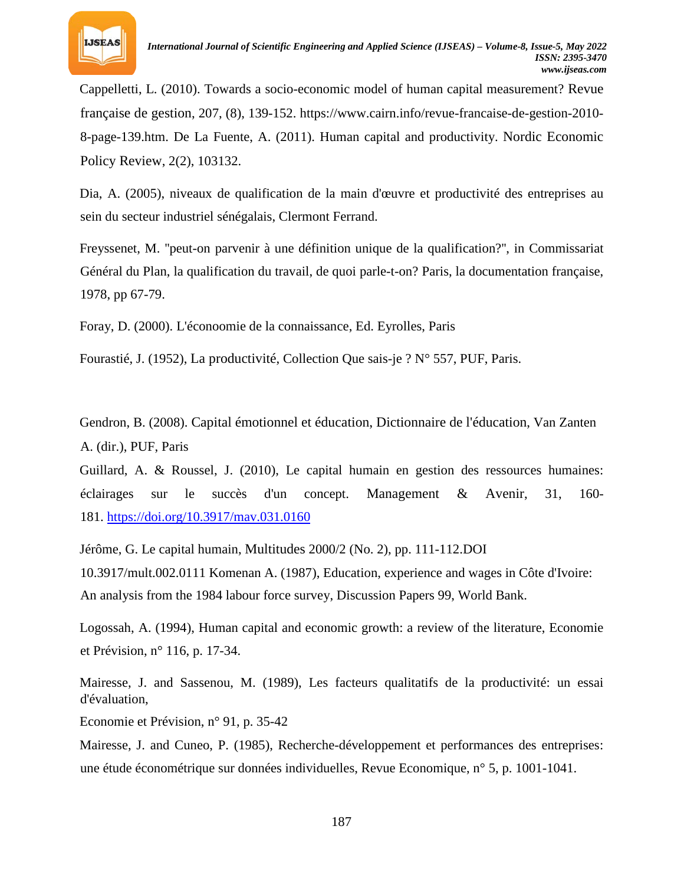Cappelletti, L. (2010). Towards a socio-economic model of human capital measurement? Revue française de gestion, 207, (8), 139-152. https://www.cairn.info/revue-francaise-de-gestion-2010-8-page-139.htm. De La Fuente, A. (2011). Human capital and productivity. Nordic Economic Policy Review, 2(2), 103132.

Dia, A. (2005), niveaux de qualification de la main d'œuvre et productivité des entreprises au sein du secteur industriel sénégalais, Clermont Ferrand.

Freyssenet, M. "peut-on parvenir à une définition unique de la qualification?", in Commissariat Général du Plan, la qualification du travail, de quoi parle-t-on? Paris, la documentation française, 1978, pp 67-79.

Foray, D. (2000). L'éconoomie de la connaissance, Ed. Eyrolles, Paris

Fourastié, J. (1952), La productivité, Collection Que sais-je ? N° 557, PUF, Paris.

Gendron, B. (2008). Capital émotionnel et éducation, Dictionnaire de l'éducation, Van Zanten A. (dir.), PUF, Paris

Guillard, A. & Roussel, J. (2010), Le capital humain en gestion des ressources humaines: éclairages sur le succès d'un concept. Management & Avenir, 31, 160-181. https://doi.org/10.3917/mav.031.0160

Jérôme, G. Le capital humain, Multitudes 2000/2 (No. 2), pp. 111-112.DOI 10.3917/mult.002.0111 Komenan A. (1987), Education, experience and wages in Côte d'Ivoire: An analysis from the 1984 labour force survey, Discussion Papers 99, World Bank.

Logossah, A. (1994), Human capital and economic growth: a review of the literature, Economie et Prévision, n° 116, p. 17-34.

Mairesse, J. and Sassenou, M. (1989), Les facteurs qualitatifs de la productivité: un essai d'évaluation,

Economie et Prévision, n° 91, p. 35-42

Mairesse, J. and Cuneo, P. (1985), Recherche-développement et performances des entreprises: une étude économétrique sur données individuelles, Revue Economique, n° 5, p. 1001-1041.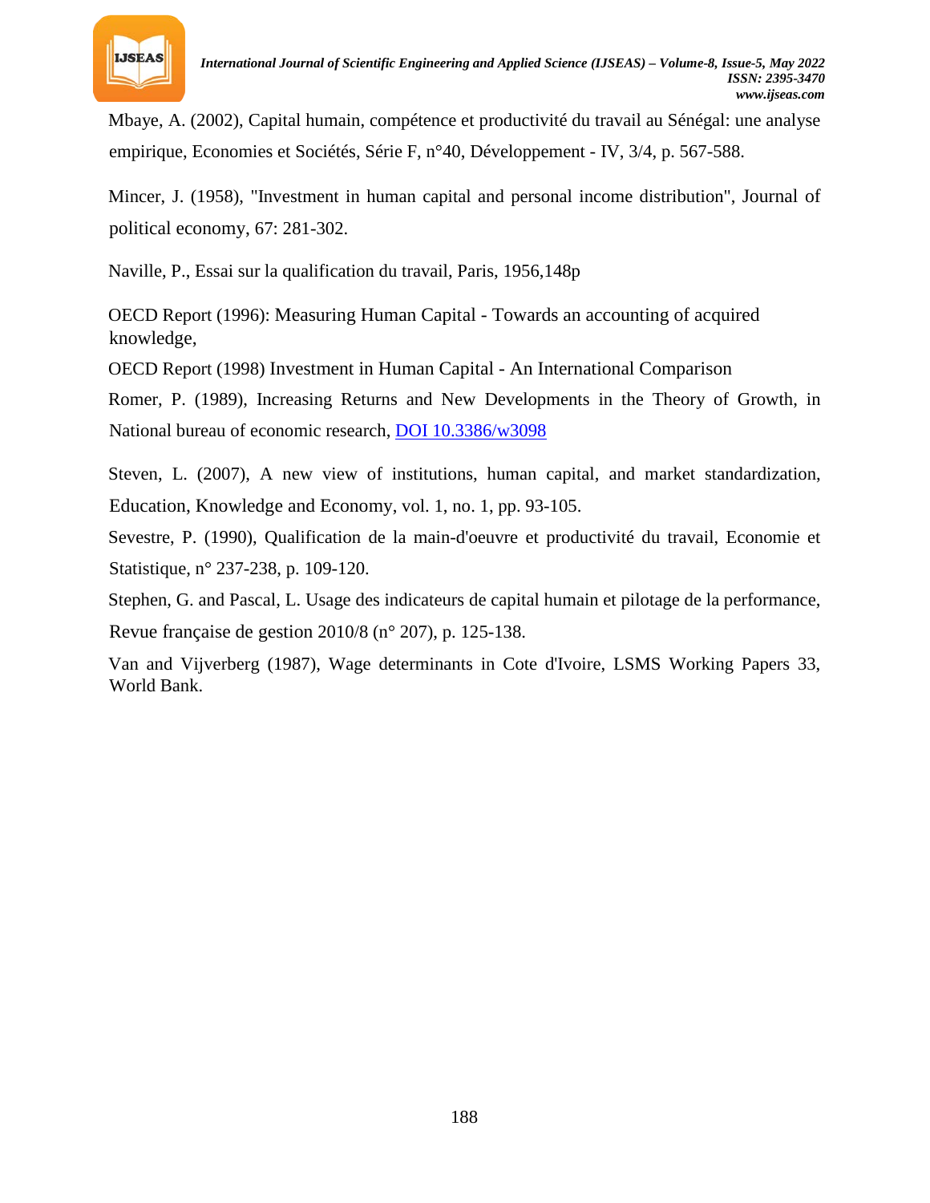Mbaye, A. (2002), Capital humain, compétence et productivité du travail au Sénégal: une analyse empirique, Economies et Sociétés, Série F, n°40, Développement - IV, 3/4, p. 567-588.

Mincer, J. (1958), "Investment in human capital and personal income distribution", Journal of political economy, 67: 281-302.

Naville, P., Essai sur la qualification du travail, Paris, 1956,148p

OECD Report (1996): Measuring Human Capital - Towards an accounting of acquired knowledge,

OECD Report (1998) Investment in Human Capital - An International Comparison

Romer, P. (1989), Increasing Returns and New Developments in the Theory of Growth, in National bureau of economic research, DOI 10.3386/w3098

Steven, L. (2007), A new view of institutions, human capital, and market standardization, Education, Knowledge and Economy, vol. 1, no. 1, pp. 93-105.

Sevestre, P. (1990), Qualification de la main-d'oeuvre et productivité du travail, Economie et Statistique, n° 237-238, p. 109-120.

Stephen, G. and Pascal, L. Usage des indicateurs de capital humain et pilotage de la performance, Revue française de gestion 2010/8 (n° 207), p. 125-138.

Van and Vijverberg (1987), Wage determinants in Cote d'Ivoire, LSMS Working Papers 33, World Bank.